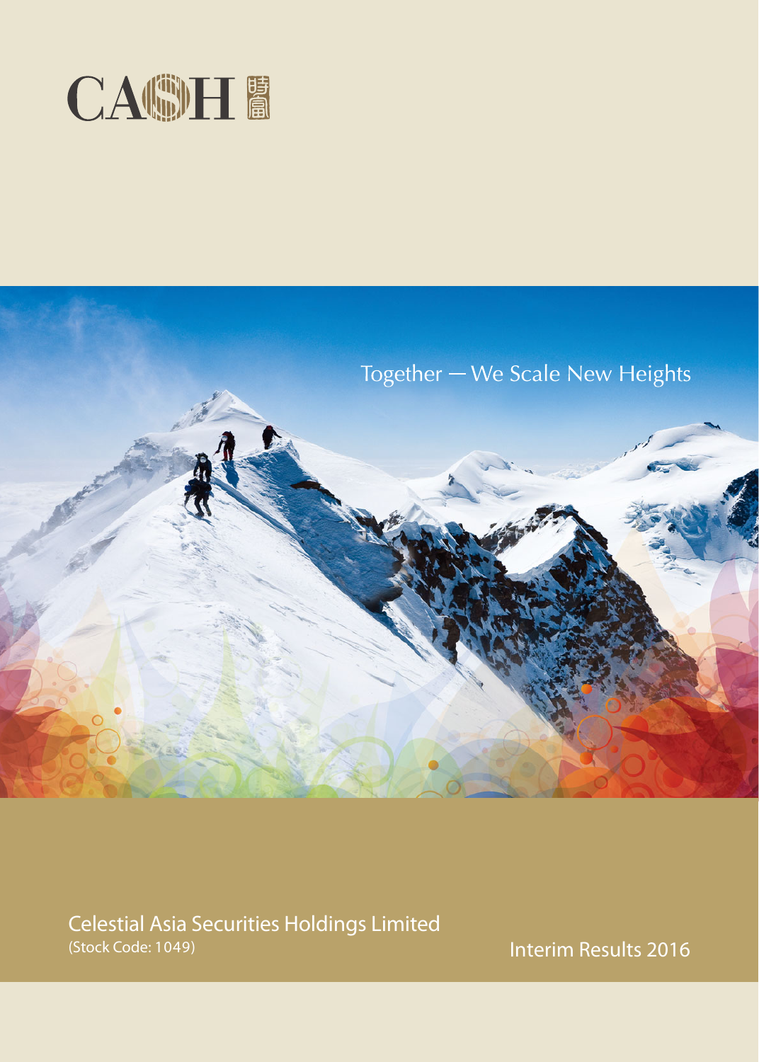# CASH 時富

Together — We Scale New Heights

Celestial Asia Securities Holdings Limited
(Stock Code: 1049)

Interim Results 2016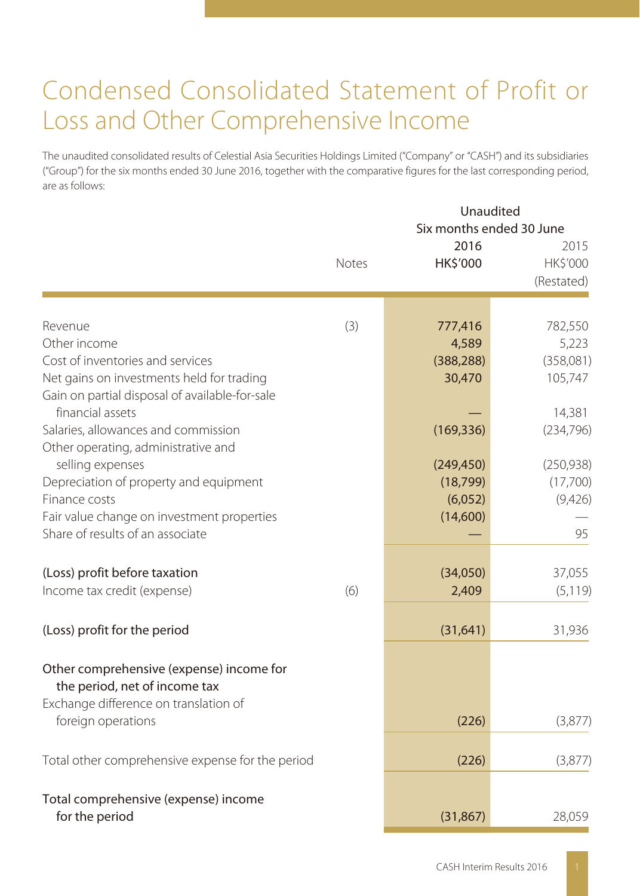# Condensed Consolidated Statement of Profit or Loss and Other Comprehensive Income

The unaudited consolidated results of Celestial Asia Securities Holdings Limited ("Company" or "CASH") and its subsidiaries ("Group") for the six months ended 30 June 2016, together with the comparative figures for the last corresponding period, are as follows:

| | Notes | Unaudited Six months ended 30 June 2016 HK$'000 | 2015 HK$'000 (Restated) |
|---|---|---|---|
| Revenue | (3) | 777,416 | 782,550 |
| Other income | | 4,589 | 5,223 |
| Cost of inventories and services | | (388,288) | (358,081) |
| Net gains on investments held for trading | | 30,470 | 105,747 |
| Gain on partial disposal of available-for-sale financial assets | | — | 14,381 |
| Salaries, allowances and commission | | (169,336) | (234,796) |
| Other operating, administrative and selling expenses | | (249,450) | (250,938) |
| Depreciation of property and equipment | | (18,799) | (17,700) |
| Finance costs | | (6,052) | (9,426) |
| Fair value change on investment properties | | (14,600) | — |
| Share of results of an associate | | — | 95 |
| **(Loss) profit before taxation** | | (34,050) | 37,055 |
| Income tax credit (expense) | (6) | 2,409 | (5,119) |
| **(Loss) profit for the period** | | (31,641) | 31,936 |
| **Other comprehensive (expense) income for the period, net of income tax** | | | |
| Exchange difference on translation of foreign operations | | (226) | (3,877) |
| Total other comprehensive expense for the period | | (226) | (3,877) |
| **Total comprehensive (expense) income for the period** | | (31,867) | 28,059 |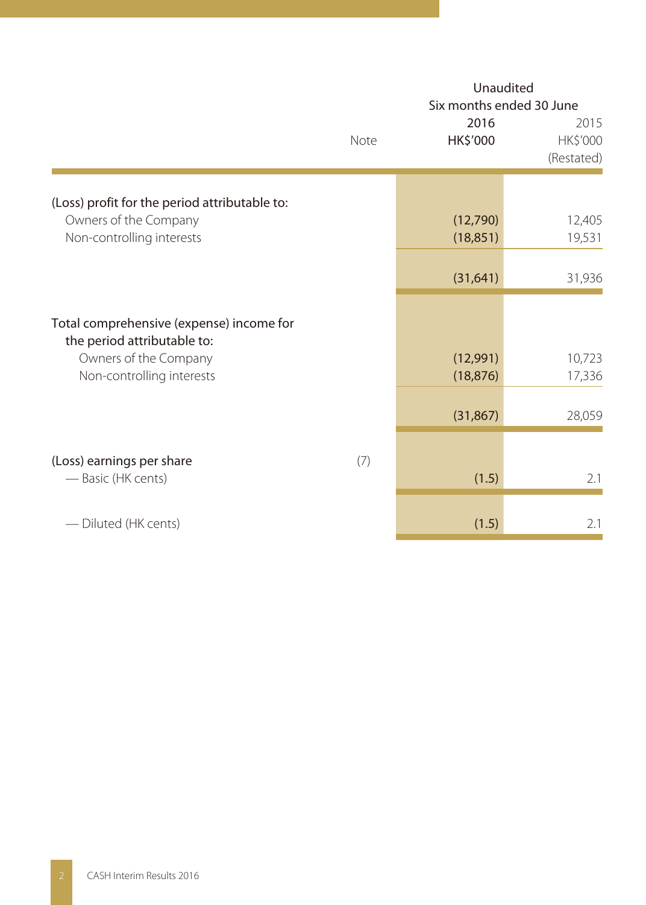| | Note | Unaudited Six months ended 30 June 2016 HK$'000 | 2015 HK$'000 (Restated) |
|---|---|---|---|
| (Loss) profit for the period attributable to: | | | |
| Owners of the Company | | (12,790) | 12,405 |
| Non-controlling interests | | (18,851) | 19,531 |
| | | (31,641) | 31,936 |
| Total comprehensive (expense) income for the period attributable to: | | | |
| Owners of the Company | | (12,991) | 10,723 |
| Non-controlling interests | | (18,876) | 17,336 |
| | | (31,867) | 28,059 |
| (Loss) earnings per share | (7) | | |
| — Basic (HK cents) | | (1.5) | 2.1 |
| — Diluted (HK cents) | | (1.5) | 2.1 |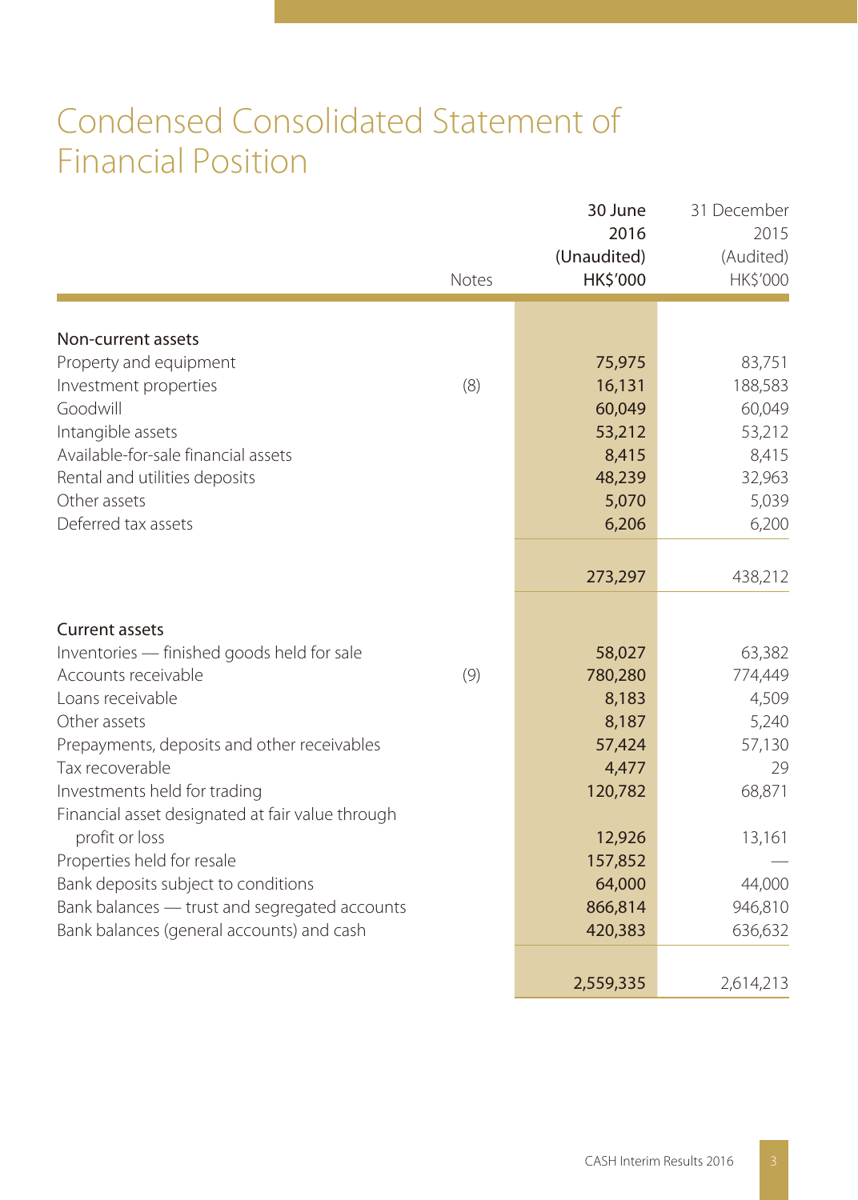# Condensed Consolidated Statement of Financial Position

| | Notes | 30 June 2016 (Unaudited) HK$'000 | 31 December 2015 (Audited) HK$'000 |
|---|---|---|---|
| **Non-current assets** | | | |
| Property and equipment | | 75,975 | 83,751 |
| Investment properties | (8) | 16,131 | 188,583 |
| Goodwill | | 60,049 | 60,049 |
| Intangible assets | | 53,212 | 53,212 |
| Available-for-sale financial assets | | 8,415 | 8,415 |
| Rental and utilities deposits | | 48,239 | 32,963 |
| Other assets | | 5,070 | 5,039 |
| Deferred tax assets | | 6,206 | 6,200 |
| | | 273,297 | 438,212 |
| **Current assets** | | | |
| Inventories — finished goods held for sale | | 58,027 | 63,382 |
| Accounts receivable | (9) | 780,280 | 774,449 |
| Loans receivable | | 8,183 | 4,509 |
| Other assets | | 8,187 | 5,240 |
| Prepayments, deposits and other receivables | | 57,424 | 57,130 |
| Tax recoverable | | 4,477 | 29 |
| Investments held for trading | | 120,782 | 68,871 |
| Financial asset designated at fair value through profit or loss | | 12,926 | 13,161 |
| Properties held for resale | | 157,852 | — |
| Bank deposits subject to conditions | | 64,000 | 44,000 |
| Bank balances — trust and segregated accounts | | 866,814 | 946,810 |
| Bank balances (general accounts) and cash | | 420,383 | 636,632 |
| | | 2,559,335 | 2,614,213 |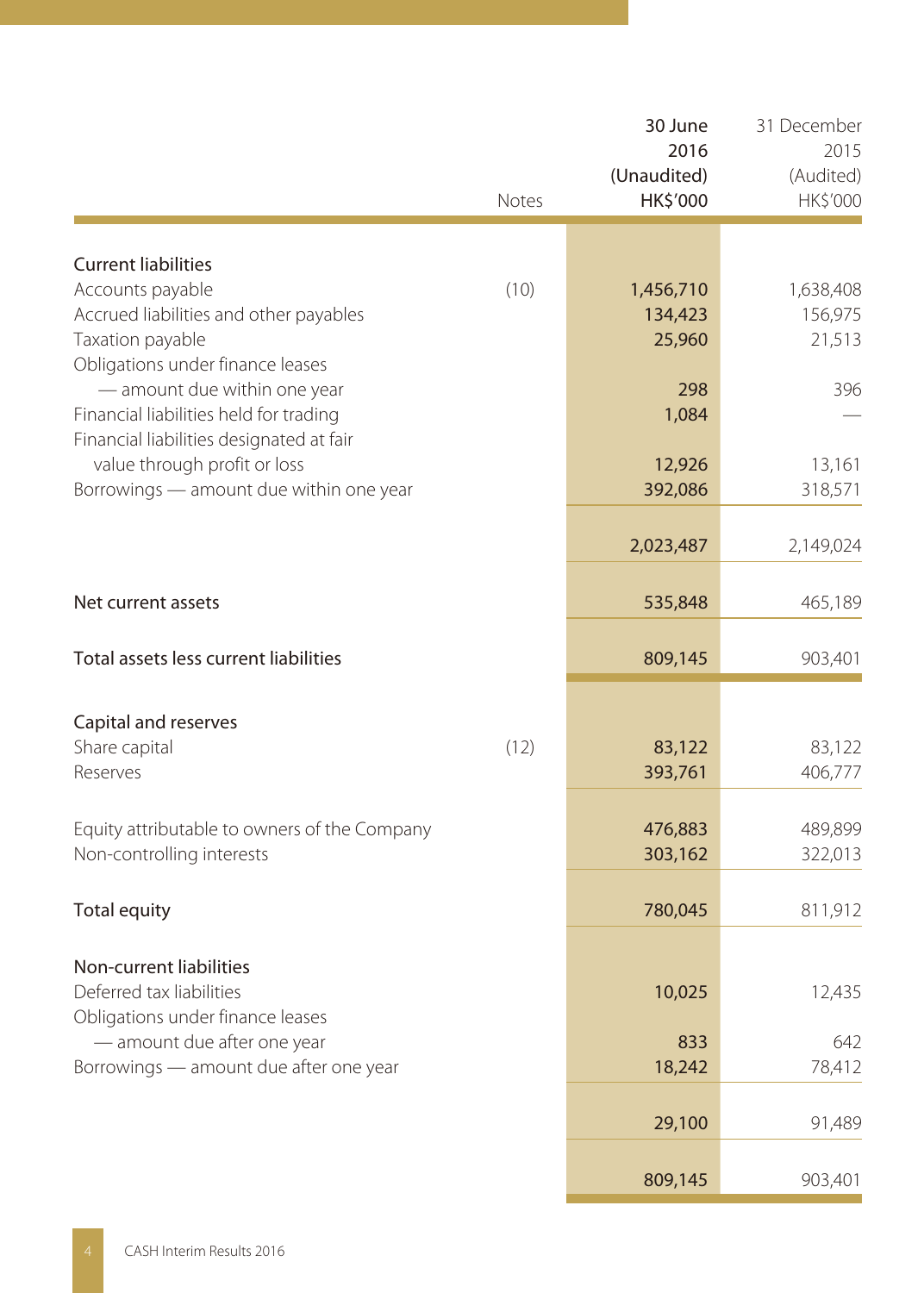| | Notes | 30 June 2016 (Unaudited) HK$'000 | 31 December 2015 (Audited) HK$'000 |
|---|---|---|---|
| **Current liabilities** | | | |
| Accounts payable | (10) | 1,456,710 | 1,638,408 |
| Accrued liabilities and other payables | | 134,423 | 156,975 |
| Taxation payable | | 25,960 | 21,513 |
| Obligations under finance leases — amount due within one year | | 298 | 396 |
| Financial liabilities held for trading | | 1,084 | — |
| Financial liabilities designated at fair value through profit or loss | | 12,926 | 13,161 |
| Borrowings — amount due within one year | | 392,086 | 318,571 |
| | | 2,023,487 | 2,149,024 |
| **Net current assets** | | 535,848 | 465,189 |
| **Total assets less current liabilities** | | 809,145 | 903,401 |
| **Capital and reserves** | | | |
| Share capital | (12) | 83,122 | 83,122 |
| Reserves | | 393,761 | 406,777 |
| Equity attributable to owners of the Company | | 476,883 | 489,899 |
| Non-controlling interests | | 303,162 | 322,013 |
| **Total equity** | | 780,045 | 811,912 |
| **Non-current liabilities** | | | |
| Deferred tax liabilities | | 10,025 | 12,435 |
| Obligations under finance leases — amount due after one year | | 833 | 642 |
| Borrowings — amount due after one year | | 18,242 | 78,412 |
| | | 29,100 | 91,489 |
| | | 809,145 | 903,401 |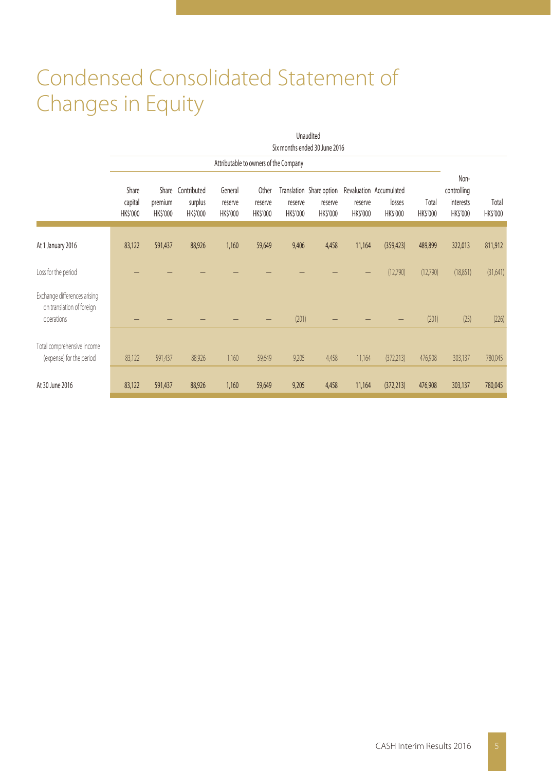# Condensed Consolidated Statement of Changes in Equity

| | Unaudited | | | | | | | | | | | |
|---|---|---|---|---|---|---|---|---|---|---|---|---|
| | Six months ended 30 June 2016 | | | | | | | | | | | |
| | Attributable to owners of the Company | | | | | | | | | | | |
| | Share capital HK$'000 | Share premium HK$'000 | Contributed surplus HK$'000 | General reserve HK$'000 | Other reserve HK$'000 | Translation reserve HK$'000 | Share option reserve HK$'000 | Revaluation reserve HK$'000 | Accumulated losses HK$'000 | Total HK$'000 | Non-controlling interests HK$'000 | Total HK$'000 |
| At 1 January 2016 | 83,122 | 591,437 | 88,926 | 1,160 | 59,649 | 9,406 | 4,458 | 11,164 | (359,423) | 489,899 | 322,013 | 811,912 |
| Loss for the period | – | – | – | – | – | – | – | – | (12,790) | (12,790) | (18,851) | (31,641) |
| Exchange differences arising on translation of foreign operations | – | – | – | – | – | (201) | – | – | – | (201) | (25) | (226) |
| Total comprehensive income (expense) for the period | 83,122 | 591,437 | 88,926 | 1,160 | 59,649 | 9,205 | 4,458 | 11,164 | (372,213) | 476,908 | 303,137 | 780,045 |
| At 30 June 2016 | 83,122 | 591,437 | 88,926 | 1,160 | 59,649 | 9,205 | 4,458 | 11,164 | (372,213) | 476,908 | 303,137 | 780,045 |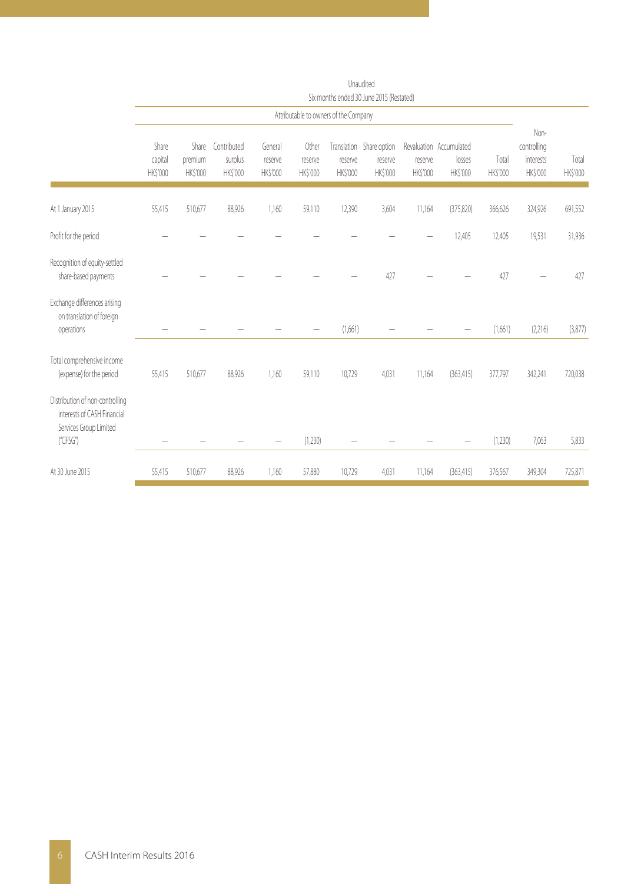| | Unaudited | | | | | | | | | | | |
|---|---|---|---|---|---|---|---|---|---|---|---|---|
| | Six months ended 30 June 2015 (Restated) | | | | | | | | | | | |
| | Attributable to owners of the Company | | | | | | | | | | | |
| | Share capital HK$'000 | Share premium HK$'000 | Contributed surplus HK$'000 | General reserve HK$'000 | Other reserve HK$'000 | Translation reserve HK$'000 | Share option reserve HK$'000 | Revaluation reserve HK$'000 | Accumulated losses HK$'000 | Total HK$'000 | Non-controlling interests HK$'000 | Total HK$'000 |
| At 1 January 2015 | 55,415 | 510,677 | 88,926 | 1,160 | 59,110 | 12,390 | 3,604 | 11,164 | (375,820) | 366,626 | 324,926 | 691,552 |
| Profit for the period | — | — | — | — | — | — | — | — | 12,405 | 12,405 | 19,531 | 31,936 |
| Recognition of equity-settled share-based payments | — | — | — | — | — | — | 427 | — | — | 427 | — | 427 |
| Exchange differences arising on translation of foreign operations | — | — | — | — | — | (1,661) | — | — | — | (1,661) | (2,216) | (3,877) |
| Total comprehensive income (expense) for the period | 55,415 | 510,677 | 88,926 | 1,160 | 59,110 | 10,729 | 4,031 | 11,164 | (363,415) | 377,797 | 342,241 | 720,038 |
| Distribution of non-controlling interests of CASH Financial Services Group Limited ("CFSG") | — | — | — | — | (1,230) | — | — | — | — | (1,230) | 7,063 | 5,833 |
| At 30 June 2015 | 55,415 | 510,677 | 88,926 | 1,160 | 57,880 | 10,729 | 4,031 | 11,164 | (363,415) | 376,567 | 349,304 | 725,871 |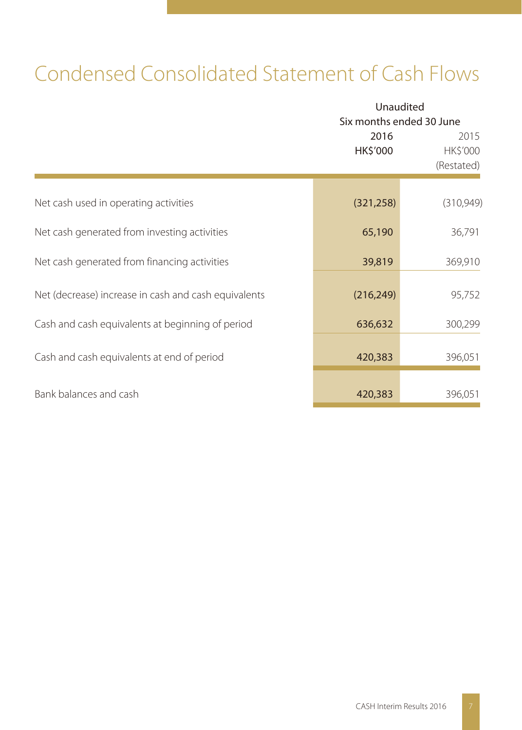# Condensed Consolidated Statement of Cash Flows

| | Unaudited | |
|---|---|---|
| | Six months ended 30 June | |
| | 2016 | 2015 |
| | HK$'000 | HK$'000 (Restated) |
| Net cash used in operating activities | (321,258) | (310,949) |
| Net cash generated from investing activities | 65,190 | 36,791 |
| Net cash generated from financing activities | 39,819 | 369,910 |
| Net (decrease) increase in cash and cash equivalents | (216,249) | 95,752 |
| Cash and cash equivalents at beginning of period | 636,632 | 300,299 |
| Cash and cash equivalents at end of period | 420,383 | 396,051 |
| Bank balances and cash | 420,383 | 396,051 |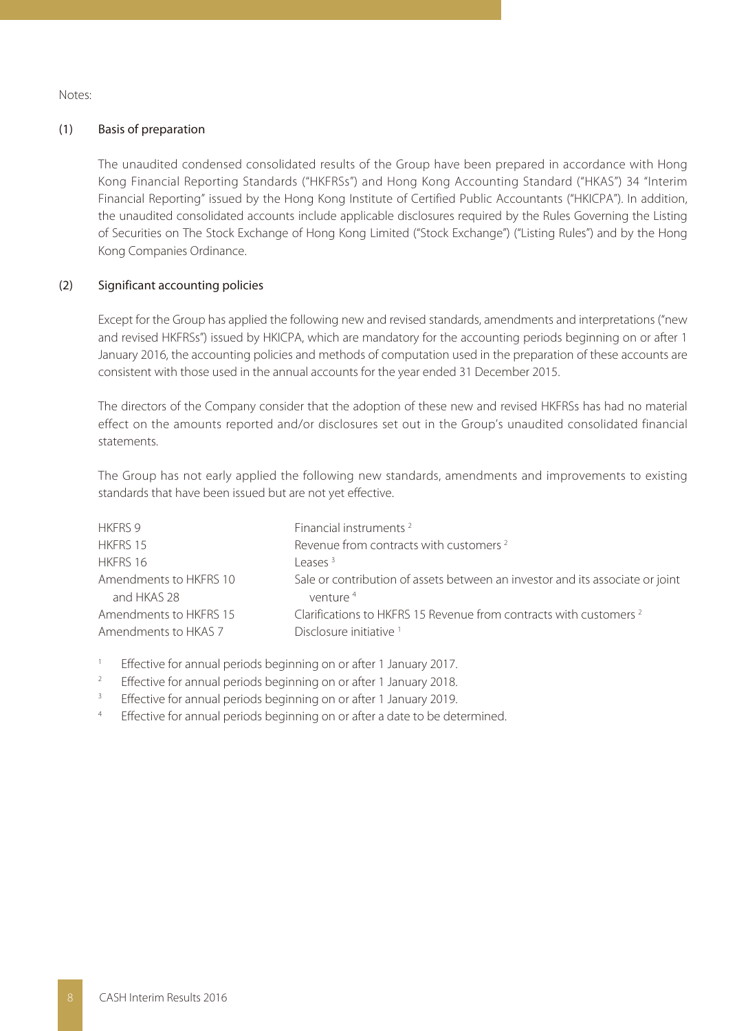Notes:

## (1) Basis of preparation

The unaudited condensed consolidated results of the Group have been prepared in accordance with Hong Kong Financial Reporting Standards ("HKFRSs") and Hong Kong Accounting Standard ("HKAS") 34 "Interim Financial Reporting" issued by the Hong Kong Institute of Certified Public Accountants ("HKICPA"). In addition, the unaudited consolidated accounts include applicable disclosures required by the Rules Governing the Listing of Securities on The Stock Exchange of Hong Kong Limited ("Stock Exchange") ("Listing Rules") and by the Hong Kong Companies Ordinance.

## (2) Significant accounting policies

Except for the Group has applied the following new and revised standards, amendments and interpretations ("new and revised HKFRSs") issued by HKICPA, which are mandatory for the accounting periods beginning on or after 1 January 2016, the accounting policies and methods of computation used in the preparation of these accounts are consistent with those used in the annual accounts for the year ended 31 December 2015.

The directors of the Company consider that the adoption of these new and revised HKFRSs has had no material effect on the amounts reported and/or disclosures set out in the Group's unaudited consolidated financial statements.

The Group has not early applied the following new standards, amendments and improvements to existing standards that have been issued but are not yet effective.

| | |
|---|---|
| HKFRS 9 | Financial instruments [2] |
| HKFRS 15 | Revenue from contracts with customers [2] |
| HKFRS 16 | Leases [3] |
| Amendments to HKFRS 10 and HKAS 28 | Sale or contribution of assets between an investor and its associate or joint venture [4] |
| Amendments to HKFRS 15 | Clarifications to HKFRS 15 Revenue from contracts with customers [2] |
| Amendments to HKAS 7 | Disclosure initiative [1] |

[1] Effective for annual periods beginning on or after 1 January 2017.

[2] Effective for annual periods beginning on or after 1 January 2018.

[3] Effective for annual periods beginning on or after 1 January 2019.

[4] Effective for annual periods beginning on or after a date to be determined.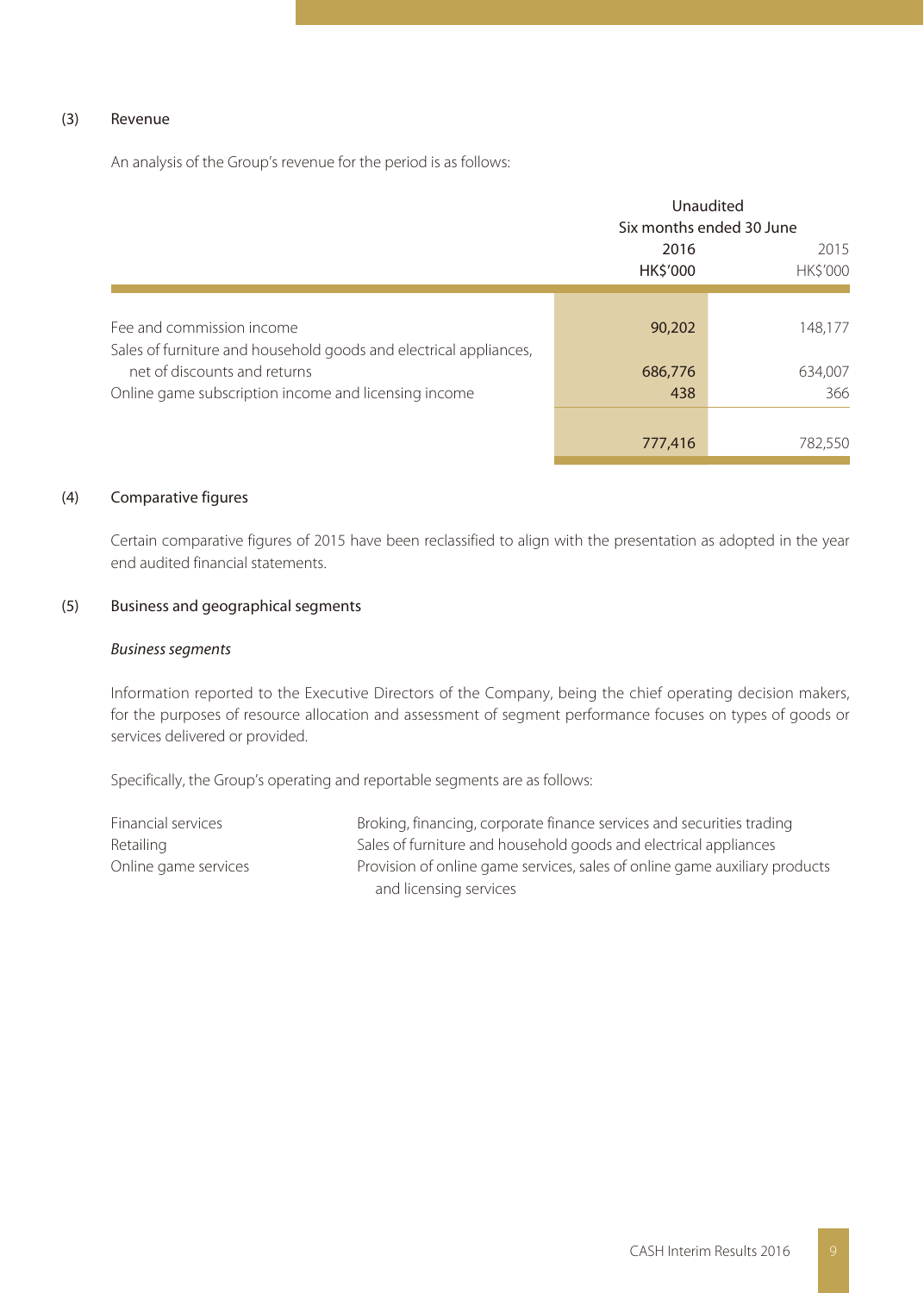### (3) Revenue

An analysis of the Group's revenue for the period is as follows:

| | Unaudited | |
|---|---|---|
| | Six months ended 30 June | |
| | 2016 | 2015 |
| | HK$'000 | HK$'000 |
| Fee and commission income | 90,202 | 148,177 |
| Sales of furniture and household goods and electrical appliances, net of discounts and returns | 686,776 | 634,007 |
| Online game subscription income and licensing income | 438 | 366 |
| | 777,416 | 782,550 |

### (4) Comparative figures

Certain comparative figures of 2015 have been reclassified to align with the presentation as adopted in the year end audited financial statements.

### (5) Business and geographical segments

*Business segments*

Information reported to the Executive Directors of the Company, being the chief operating decision makers, for the purposes of resource allocation and assessment of segment performance focuses on types of goods or services delivered or provided.

Specifically, the Group's operating and reportable segments are as follows:

| | |
|---|---|
| Financial services | Broking, financing, corporate finance services and securities trading |
| Retailing | Sales of furniture and household goods and electrical appliances |
| Online game services | Provision of online game services, sales of online game auxiliary products and licensing services |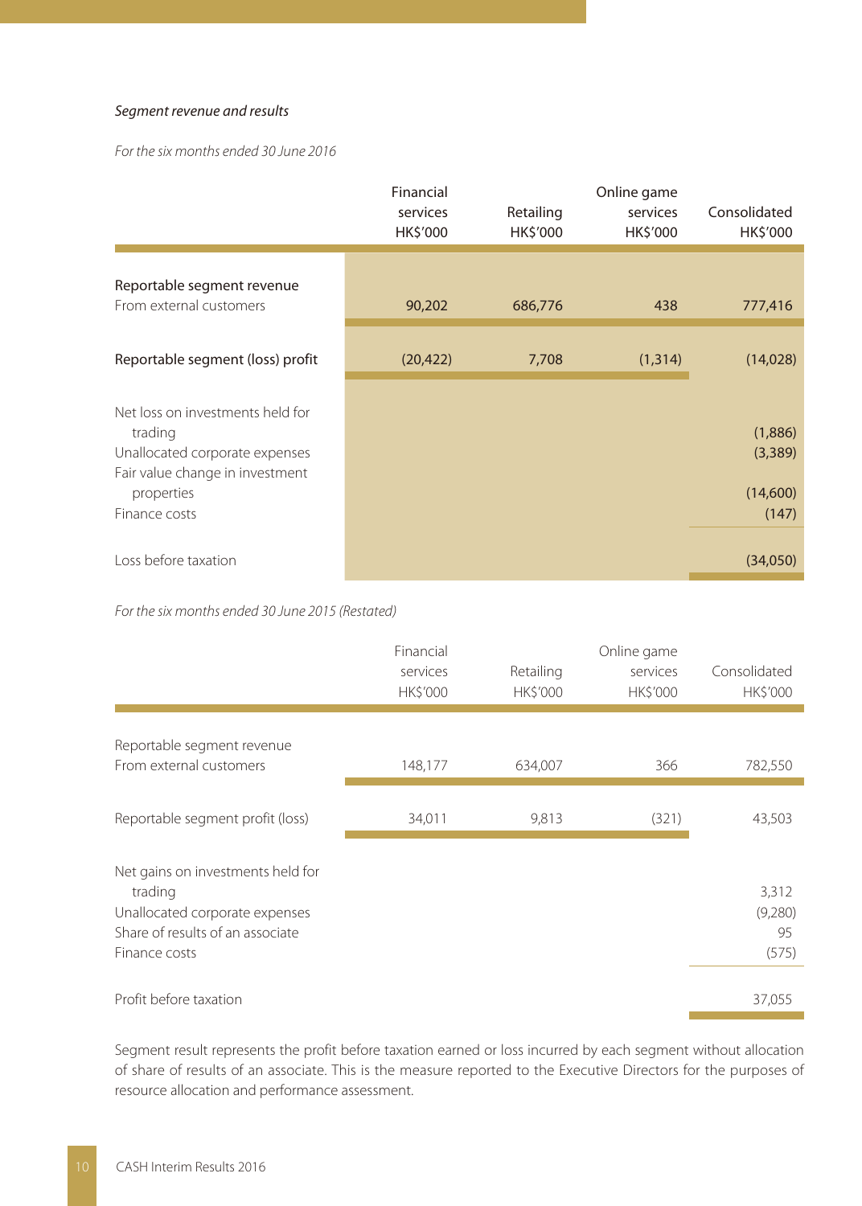*Segment revenue and results*

*For the six months ended 30 June 2016*

| | Financial services HK$'000 | Retailing HK$'000 | Online game services HK$'000 | Consolidated HK$'000 |
|---|---|---|---|---|
| Reportable segment revenue | | | | |
| From external customers | 90,202 | 686,776 | 438 | 777,416 |
| Reportable segment (loss) profit | (20,422) | 7,708 | (1,314) | (14,028) |
| Net loss on investments held for trading | | | | (1,886) |
| Unallocated corporate expenses | | | | (3,389) |
| Fair value change in investment properties | | | | (14,600) |
| Finance costs | | | | (147) |
| Loss before taxation | | | | (34,050) |

*For the six months ended 30 June 2015 (Restated)*

| | Financial services HK$'000 | Retailing HK$'000 | Online game services HK$'000 | Consolidated HK$'000 |
|---|---|---|---|---|
| Reportable segment revenue | | | | |
| From external customers | 148,177 | 634,007 | 366 | 782,550 |
| Reportable segment profit (loss) | 34,011 | 9,813 | (321) | 43,503 |
| Net gains on investments held for trading | | | | 3,312 |
| Unallocated corporate expenses | | | | (9,280) |
| Share of results of an associate | | | | 95 |
| Finance costs | | | | (575) |
| Profit before taxation | | | | 37,055 |

Segment result represents the profit before taxation earned or loss incurred by each segment without allocation of share of results of an associate. This is the measure reported to the Executive Directors for the purposes of resource allocation and performance assessment.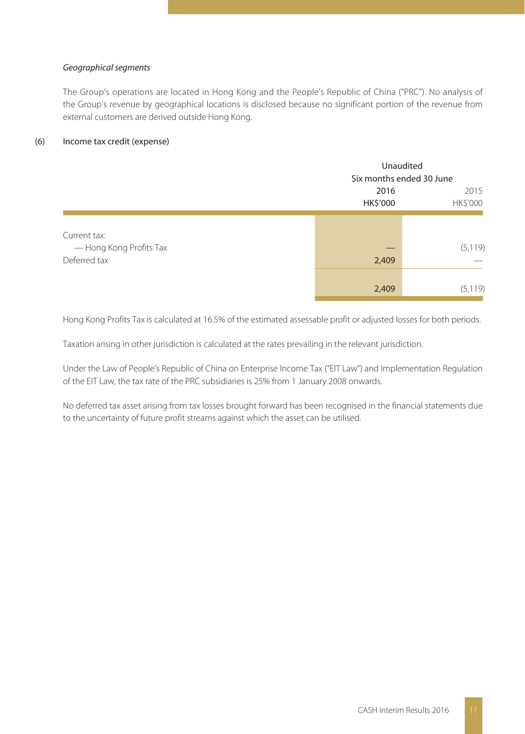*Geographical segments*

The Group's operations are located in Hong Kong and the People's Republic of China ("PRC"). No analysis of the Group's revenue by geographical locations is disclosed because no significant portion of the revenue from external customers are derived outside Hong Kong.

(6) Income tax credit (expense)

| | Unaudited | |
|---|---|---|
| | Six months ended 30 June | |
| | **2016** | 2015 |
| | **HK$'000** | HK$'000 |
| Current tax: | | |
| — Hong Kong Profits Tax | **—** | (5,119) |
| Deferred tax | **2,409** | — |
| | **2,409** | (5,119) |

Hong Kong Profits Tax is calculated at 16.5% of the estimated assessable profit or adjusted losses for both periods.

Taxation arising in other jurisdiction is calculated at the rates prevailing in the relevant jurisdiction.

Under the Law of People's Republic of China on Enterprise Income Tax ("EIT Law") and Implementation Regulation of the EIT Law, the tax rate of the PRC subsidiaries is 25% from 1 January 2008 onwards.

No deferred tax asset arising from tax losses brought forward has been recognised in the financial statements due to the uncertainty of future profit streams against which the asset can be utilised.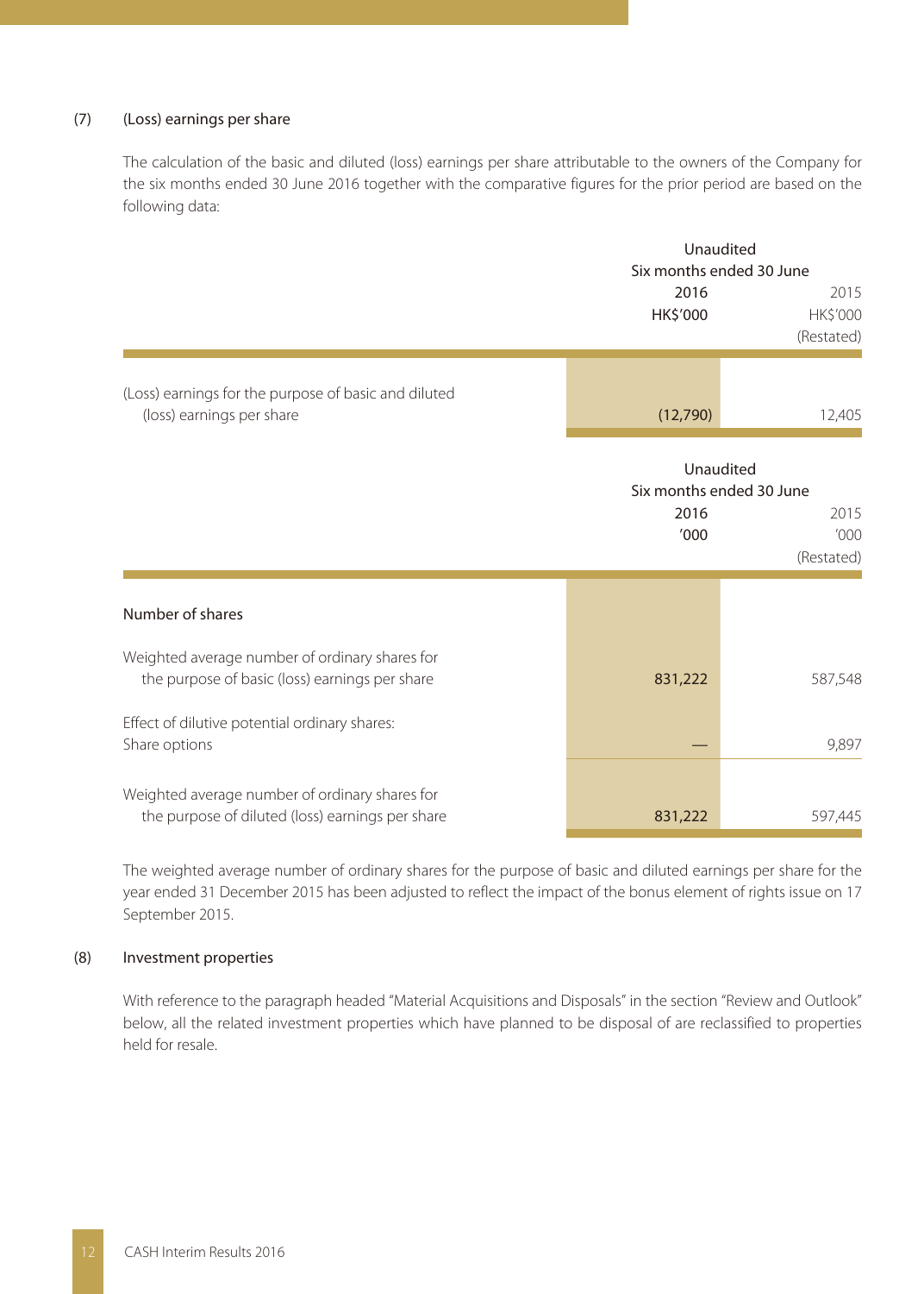### (7) (Loss) earnings per share

The calculation of the basic and diluted (loss) earnings per share attributable to the owners of the Company for the six months ended 30 June 2016 together with the comparative figures for the prior period are based on the following data:

| | Unaudited Six months ended 30 June | |
|---|---|---|
| | 2016 | 2015 |
| | HK$'000 | HK$'000 (Restated) |
| (Loss) earnings for the purpose of basic and diluted (loss) earnings per share | (12,790) | 12,405 |

| | Unaudited Six months ended 30 June | |
|---|---|---|
| | 2016 | 2015 |
| | '000 | '000 (Restated) |
| **Number of shares** | | |
| Weighted average number of ordinary shares for the purpose of basic (loss) earnings per share | 831,222 | 587,548 |
| Effect of dilutive potential ordinary shares: Share options | — | 9,897 |
| Weighted average number of ordinary shares for the purpose of diluted (loss) earnings per share | 831,222 | 597,445 |

The weighted average number of ordinary shares for the purpose of basic and diluted earnings per share for the year ended 31 December 2015 has been adjusted to reflect the impact of the bonus element of rights issue on 17 September 2015.

### (8) Investment properties

With reference to the paragraph headed "Material Acquisitions and Disposals" in the section "Review and Outlook" below, all the related investment properties which have planned to be disposal of are reclassified to properties held for resale.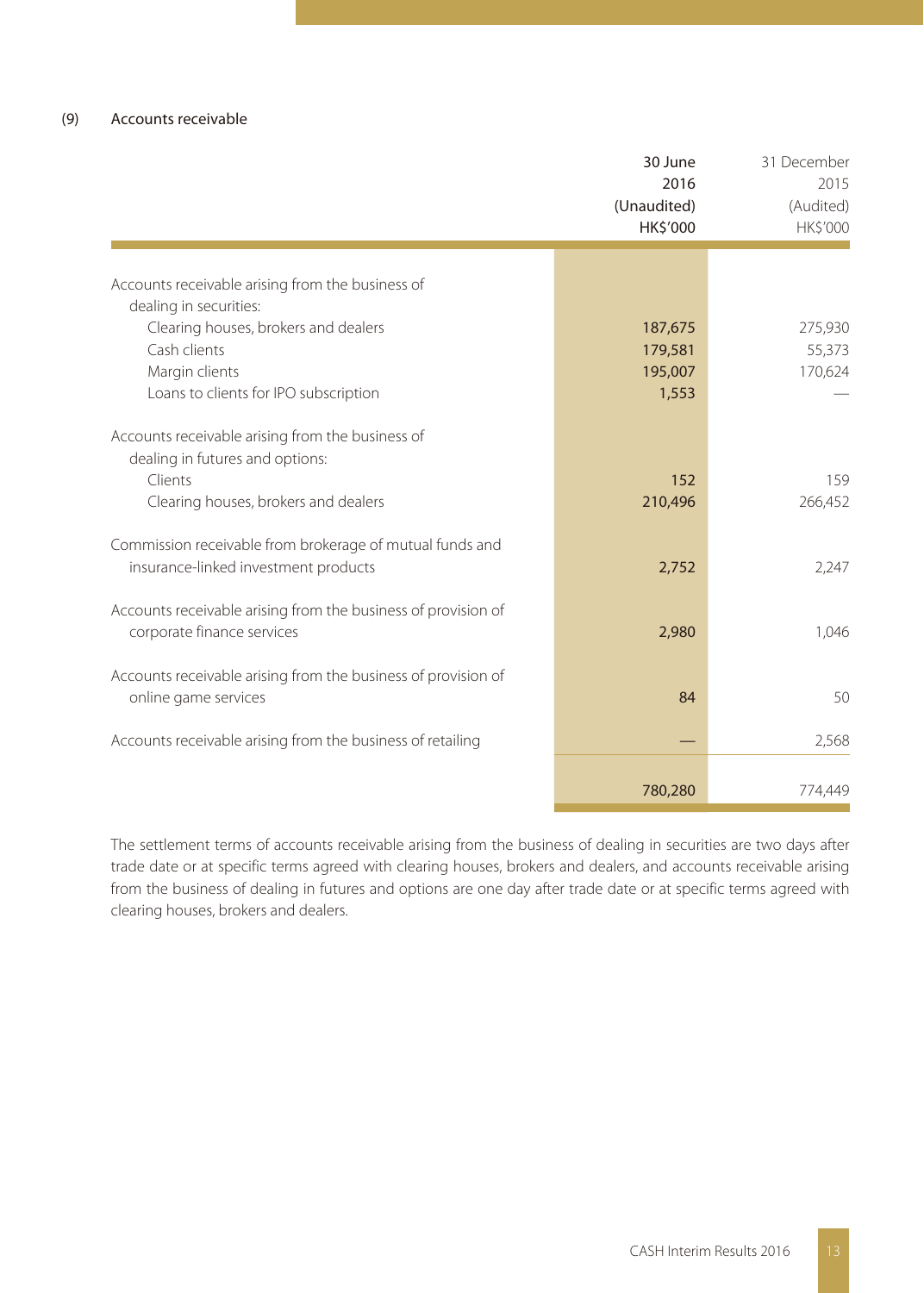### (9) Accounts receivable

| | 30 June 2016 (Unaudited) HK$'000 | 31 December 2015 (Audited) HK$'000 |
|---|---|---|
| Accounts receivable arising from the business of dealing in securities: | | |
| Clearing houses, brokers and dealers | 187,675 | 275,930 |
| Cash clients | 179,581 | 55,373 |
| Margin clients | 195,007 | 170,624 |
| Loans to clients for IPO subscription | 1,553 | — |
| Accounts receivable arising from the business of dealing in futures and options: | | |
| Clients | 152 | 159 |
| Clearing houses, brokers and dealers | 210,496 | 266,452 |
| Commission receivable from brokerage of mutual funds and insurance-linked investment products | 2,752 | 2,247 |
| Accounts receivable arising from the business of provision of corporate finance services | 2,980 | 1,046 |
| Accounts receivable arising from the business of provision of online game services | 84 | 50 |
| Accounts receivable arising from the business of retailing | — | 2,568 |
| | 780,280 | 774,449 |

The settlement terms of accounts receivable arising from the business of dealing in securities are two days after trade date or at specific terms agreed with clearing houses, brokers and dealers, and accounts receivable arising from the business of dealing in futures and options are one day after trade date or at specific terms agreed with clearing houses, brokers and dealers.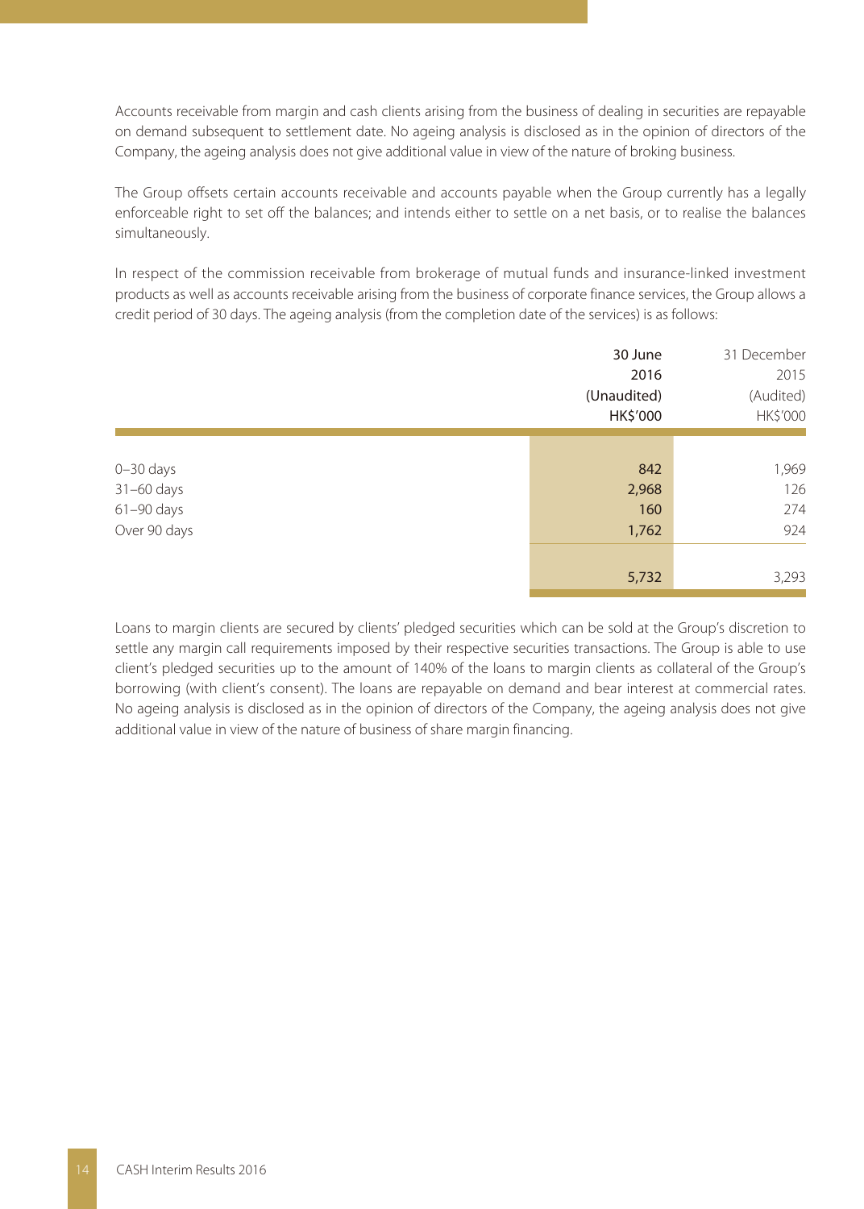Accounts receivable from margin and cash clients arising from the business of dealing in securities are repayable on demand subsequent to settlement date. No ageing analysis is disclosed as in the opinion of directors of the Company, the ageing analysis does not give additional value in view of the nature of broking business.

The Group offsets certain accounts receivable and accounts payable when the Group currently has a legally enforceable right to set off the balances; and intends either to settle on a net basis, or to realise the balances simultaneously.

In respect of the commission receivable from brokerage of mutual funds and insurance-linked investment products as well as accounts receivable arising from the business of corporate finance services, the Group allows a credit period of 30 days. The ageing analysis (from the completion date of the services) is as follows:

| | 30 June 2016 (Unaudited) HK$'000 | 31 December 2015 (Audited) HK$'000 |
|---|---|---|
| 0–30 days | 842 | 1,969 |
| 31–60 days | 2,968 | 126 |
| 61–90 days | 160 | 274 |
| Over 90 days | 1,762 | 924 |
| | 5,732 | 3,293 |

Loans to margin clients are secured by clients' pledged securities which can be sold at the Group's discretion to settle any margin call requirements imposed by their respective securities transactions. The Group is able to use client's pledged securities up to the amount of 140% of the loans to margin clients as collateral of the Group's borrowing (with client's consent). The loans are repayable on demand and bear interest at commercial rates. No ageing analysis is disclosed as in the opinion of directors of the Company, the ageing analysis does not give additional value in view of the nature of business of share margin financing.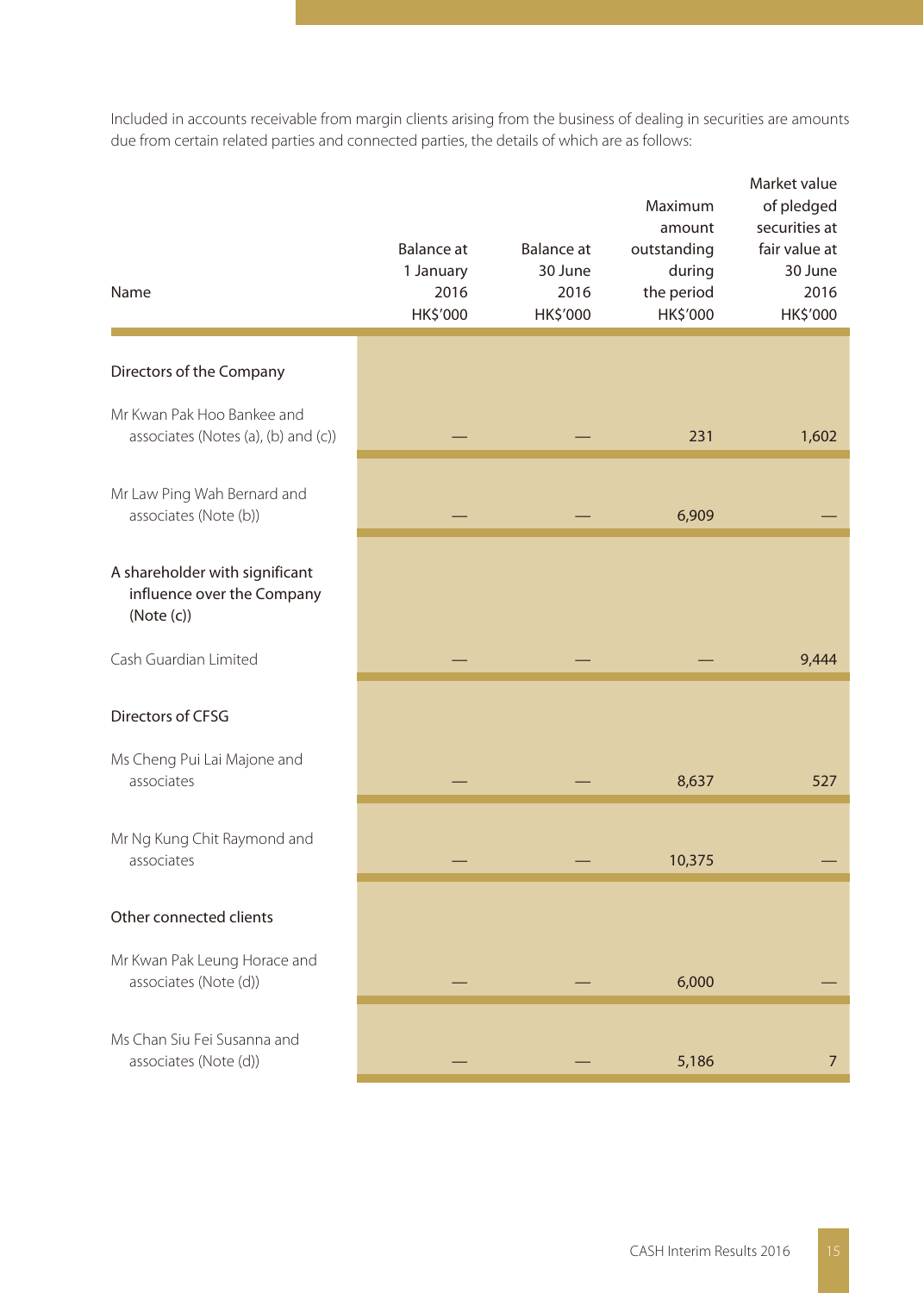Included in accounts receivable from margin clients arising from the business of dealing in securities are amounts due from certain related parties and connected parties, the details of which are as follows:

| Name | Balance at 1 January 2016 HK$'000 | Balance at 30 June 2016 HK$'000 | Maximum amount outstanding during the period HK$'000 | Market value of pledged securities at fair value at 30 June 2016 HK$'000 |
|---|---|---|---|---|
| **Directors of the Company** | | | | |
| Mr Kwan Pak Hoo Bankee and associates (Notes (a), (b) and (c)) | — | — | 231 | 1,602 |
| Mr Law Ping Wah Bernard and associates (Note (b)) | — | — | 6,909 | — |
| **A shareholder with significant influence over the Company (Note (c))** | | | | |
| Cash Guardian Limited | — | — | — | 9,444 |
| **Directors of CFSG** | | | | |
| Ms Cheng Pui Lai Majone and associates | — | — | 8,637 | 527 |
| Mr Ng Kung Chit Raymond and associates | — | — | 10,375 | — |
| **Other connected clients** | | | | |
| Mr Kwan Pak Leung Horace and associates (Note (d)) | — | — | 6,000 | — |
| Ms Chan Siu Fei Susanna and associates (Note (d)) | — | — | 5,186 | 7 |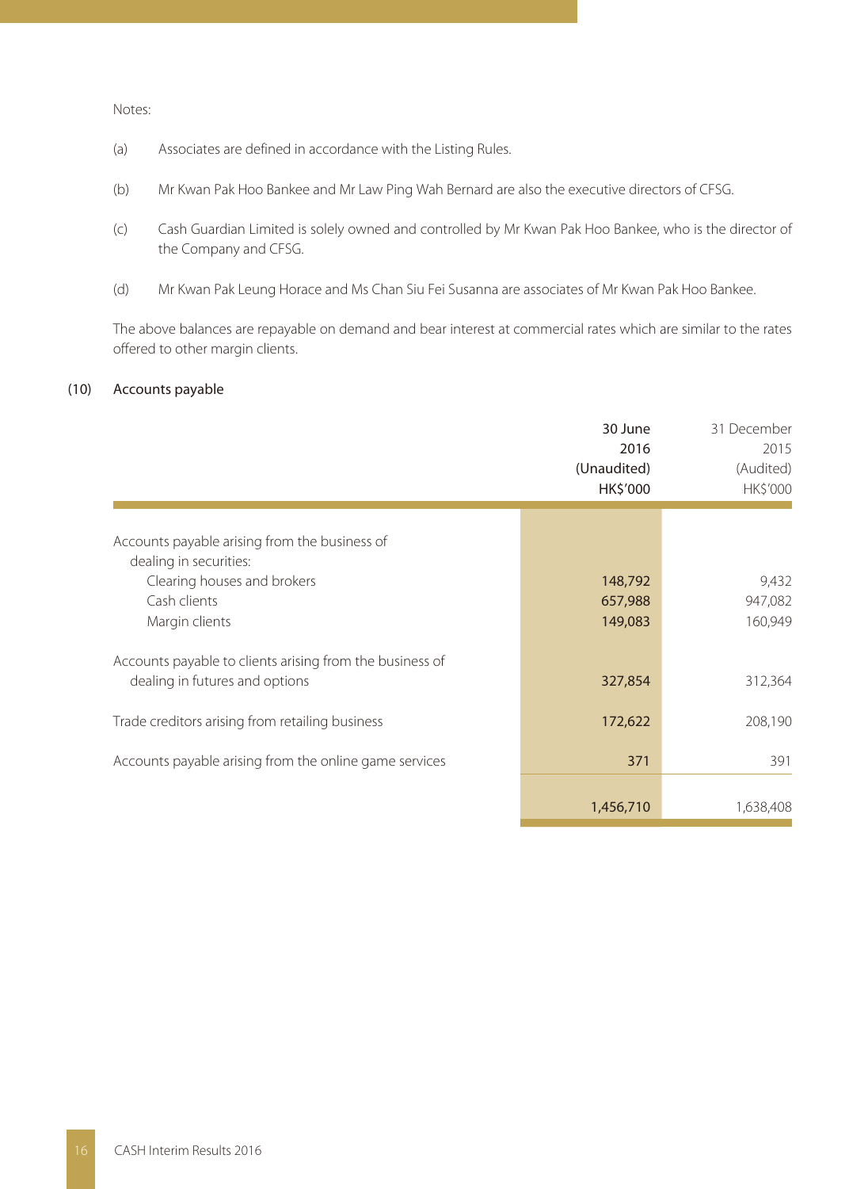Notes:

(a) Associates are defined in accordance with the Listing Rules.

(b) Mr Kwan Pak Hoo Bankee and Mr Law Ping Wah Bernard are also the executive directors of CFSG.

(c) Cash Guardian Limited is solely owned and controlled by Mr Kwan Pak Hoo Bankee, who is the director of the Company and CFSG.

(d) Mr Kwan Pak Leung Horace and Ms Chan Siu Fei Susanna are associates of Mr Kwan Pak Hoo Bankee.

The above balances are repayable on demand and bear interest at commercial rates which are similar to the rates offered to other margin clients.

## (10) Accounts payable

| | 30 June 2016 (Unaudited) HK$'000 | 31 December 2015 (Audited) HK$'000 |
|---|---|---|
| Accounts payable arising from the business of dealing in securities: | | |
| Clearing houses and brokers | 148,792 | 9,432 |
| Cash clients | 657,988 | 947,082 |
| Margin clients | 149,083 | 160,949 |
| Accounts payable to clients arising from the business of dealing in futures and options | 327,854 | 312,364 |
| Trade creditors arising from retailing business | 172,622 | 208,190 |
| Accounts payable arising from the online game services | 371 | 391 |
| | 1,456,710 | 1,638,408 |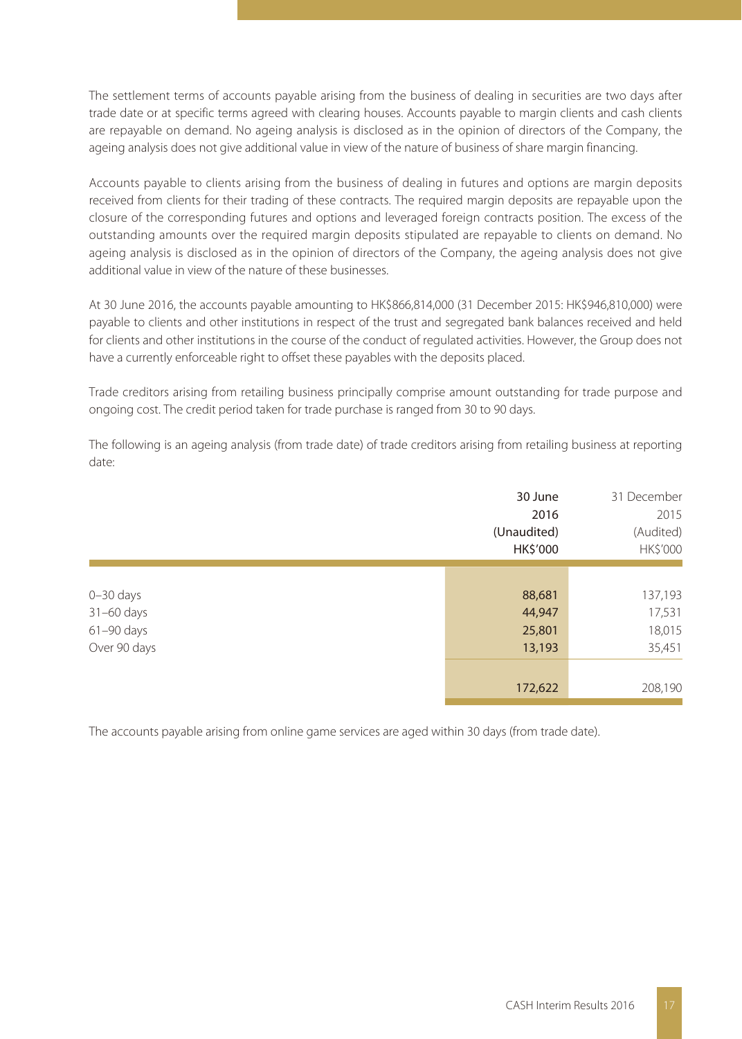The settlement terms of accounts payable arising from the business of dealing in securities are two days after trade date or at specific terms agreed with clearing houses. Accounts payable to margin clients and cash clients are repayable on demand. No ageing analysis is disclosed as in the opinion of directors of the Company, the ageing analysis does not give additional value in view of the nature of business of share margin financing.

Accounts payable to clients arising from the business of dealing in futures and options are margin deposits received from clients for their trading of these contracts. The required margin deposits are repayable upon the closure of the corresponding futures and options and leveraged foreign contracts position. The excess of the outstanding amounts over the required margin deposits stipulated are repayable to clients on demand. No ageing analysis is disclosed as in the opinion of directors of the Company, the ageing analysis does not give additional value in view of the nature of these businesses.

At 30 June 2016, the accounts payable amounting to HK$866,814,000 (31 December 2015: HK$946,810,000) were payable to clients and other institutions in respect of the trust and segregated bank balances received and held for clients and other institutions in the course of the conduct of regulated activities. However, the Group does not have a currently enforceable right to offset these payables with the deposits placed.

Trade creditors arising from retailing business principally comprise amount outstanding for trade purpose and ongoing cost. The credit period taken for trade purchase is ranged from 30 to 90 days.

The following is an ageing analysis (from trade date) of trade creditors arising from retailing business at reporting date:

| | 30 June 2016 (Unaudited) HK$'000 | 31 December 2015 (Audited) HK$'000 |
|---|---|---|
| 0–30 days | 88,681 | 137,193 |
| 31–60 days | 44,947 | 17,531 |
| 61–90 days | 25,801 | 18,015 |
| Over 90 days | 13,193 | 35,451 |
| | 172,622 | 208,190 |

The accounts payable arising from online game services are aged within 30 days (from trade date).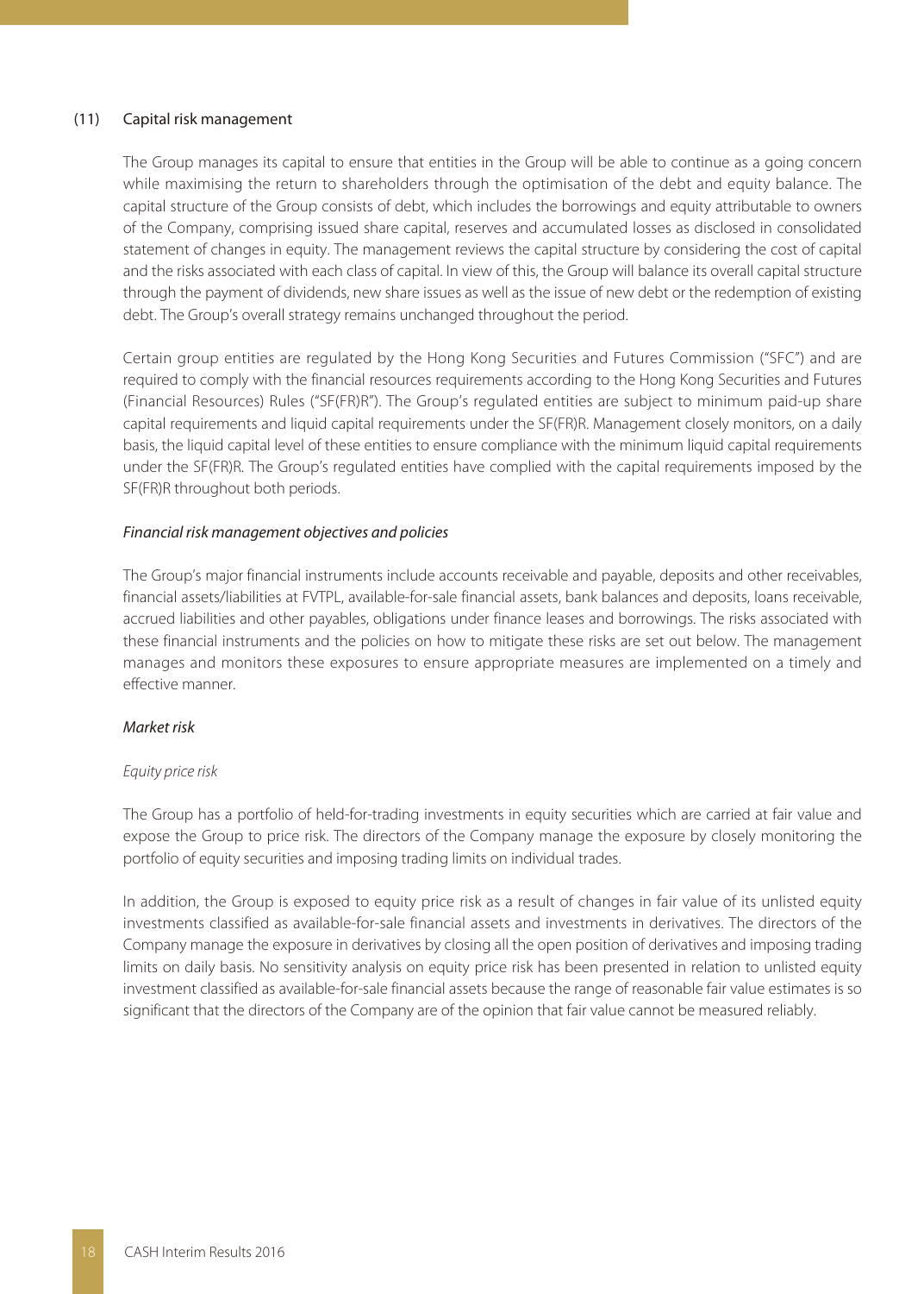## (11) Capital risk management

The Group manages its capital to ensure that entities in the Group will be able to continue as a going concern while maximising the return to shareholders through the optimisation of the debt and equity balance. The capital structure of the Group consists of debt, which includes the borrowings and equity attributable to owners of the Company, comprising issued share capital, reserves and accumulated losses as disclosed in consolidated statement of changes in equity. The management reviews the capital structure by considering the cost of capital and the risks associated with each class of capital. In view of this, the Group will balance its overall capital structure through the payment of dividends, new share issues as well as the issue of new debt or the redemption of existing debt. The Group's overall strategy remains unchanged throughout the period.

Certain group entities are regulated by the Hong Kong Securities and Futures Commission ("SFC") and are required to comply with the financial resources requirements according to the Hong Kong Securities and Futures (Financial Resources) Rules ("SF(FR)R"). The Group's regulated entities are subject to minimum paid-up share capital requirements and liquid capital requirements under the SF(FR)R. Management closely monitors, on a daily basis, the liquid capital level of these entities to ensure compliance with the minimum liquid capital requirements under the SF(FR)R. The Group's regulated entities have complied with the capital requirements imposed by the SF(FR)R throughout both periods.

*Financial risk management objectives and policies*

The Group's major financial instruments include accounts receivable and payable, deposits and other receivables, financial assets/liabilities at FVTPL, available-for-sale financial assets, bank balances and deposits, loans receivable, accrued liabilities and other payables, obligations under finance leases and borrowings. The risks associated with these financial instruments and the policies on how to mitigate these risks are set out below. The management manages and monitors these exposures to ensure appropriate measures are implemented on a timely and effective manner.

*Market risk*

*Equity price risk*

The Group has a portfolio of held-for-trading investments in equity securities which are carried at fair value and expose the Group to price risk. The directors of the Company manage the exposure by closely monitoring the portfolio of equity securities and imposing trading limits on individual trades.

In addition, the Group is exposed to equity price risk as a result of changes in fair value of its unlisted equity investments classified as available-for-sale financial assets and investments in derivatives. The directors of the Company manage the exposure in derivatives by closing all the open position of derivatives and imposing trading limits on daily basis. No sensitivity analysis on equity price risk has been presented in relation to unlisted equity investment classified as available-for-sale financial assets because the range of reasonable fair value estimates is so significant that the directors of the Company are of the opinion that fair value cannot be measured reliably.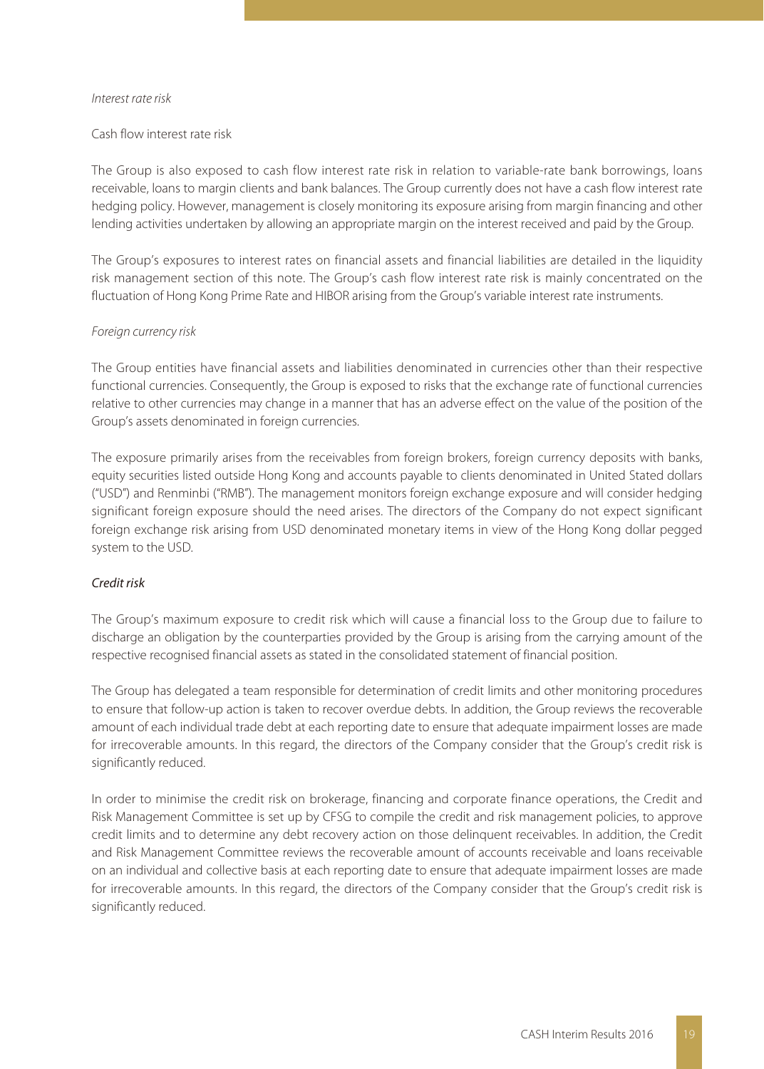*Interest rate risk*

Cash flow interest rate risk

The Group is also exposed to cash flow interest rate risk in relation to variable-rate bank borrowings, loans receivable, loans to margin clients and bank balances. The Group currently does not have a cash flow interest rate hedging policy. However, management is closely monitoring its exposure arising from margin financing and other lending activities undertaken by allowing an appropriate margin on the interest received and paid by the Group.

The Group's exposures to interest rates on financial assets and financial liabilities are detailed in the liquidity risk management section of this note. The Group's cash flow interest rate risk is mainly concentrated on the fluctuation of Hong Kong Prime Rate and HIBOR arising from the Group's variable interest rate instruments.

*Foreign currency risk*

The Group entities have financial assets and liabilities denominated in currencies other than their respective functional currencies. Consequently, the Group is exposed to risks that the exchange rate of functional currencies relative to other currencies may change in a manner that has an adverse effect on the value of the position of the Group's assets denominated in foreign currencies.

The exposure primarily arises from the receivables from foreign brokers, foreign currency deposits with banks, equity securities listed outside Hong Kong and accounts payable to clients denominated in United Stated dollars ("USD") and Renminbi ("RMB"). The management monitors foreign exchange exposure and will consider hedging significant foreign exposure should the need arises. The directors of the Company do not expect significant foreign exchange risk arising from USD denominated monetary items in view of the Hong Kong dollar pegged system to the USD.

*Credit risk*

The Group's maximum exposure to credit risk which will cause a financial loss to the Group due to failure to discharge an obligation by the counterparties provided by the Group is arising from the carrying amount of the respective recognised financial assets as stated in the consolidated statement of financial position.

The Group has delegated a team responsible for determination of credit limits and other monitoring procedures to ensure that follow-up action is taken to recover overdue debts. In addition, the Group reviews the recoverable amount of each individual trade debt at each reporting date to ensure that adequate impairment losses are made for irrecoverable amounts. In this regard, the directors of the Company consider that the Group's credit risk is significantly reduced.

In order to minimise the credit risk on brokerage, financing and corporate finance operations, the Credit and Risk Management Committee is set up by CFSG to compile the credit and risk management policies, to approve credit limits and to determine any debt recovery action on those delinquent receivables. In addition, the Credit and Risk Management Committee reviews the recoverable amount of accounts receivable and loans receivable on an individual and collective basis at each reporting date to ensure that adequate impairment losses are made for irrecoverable amounts. In this regard, the directors of the Company consider that the Group's credit risk is significantly reduced.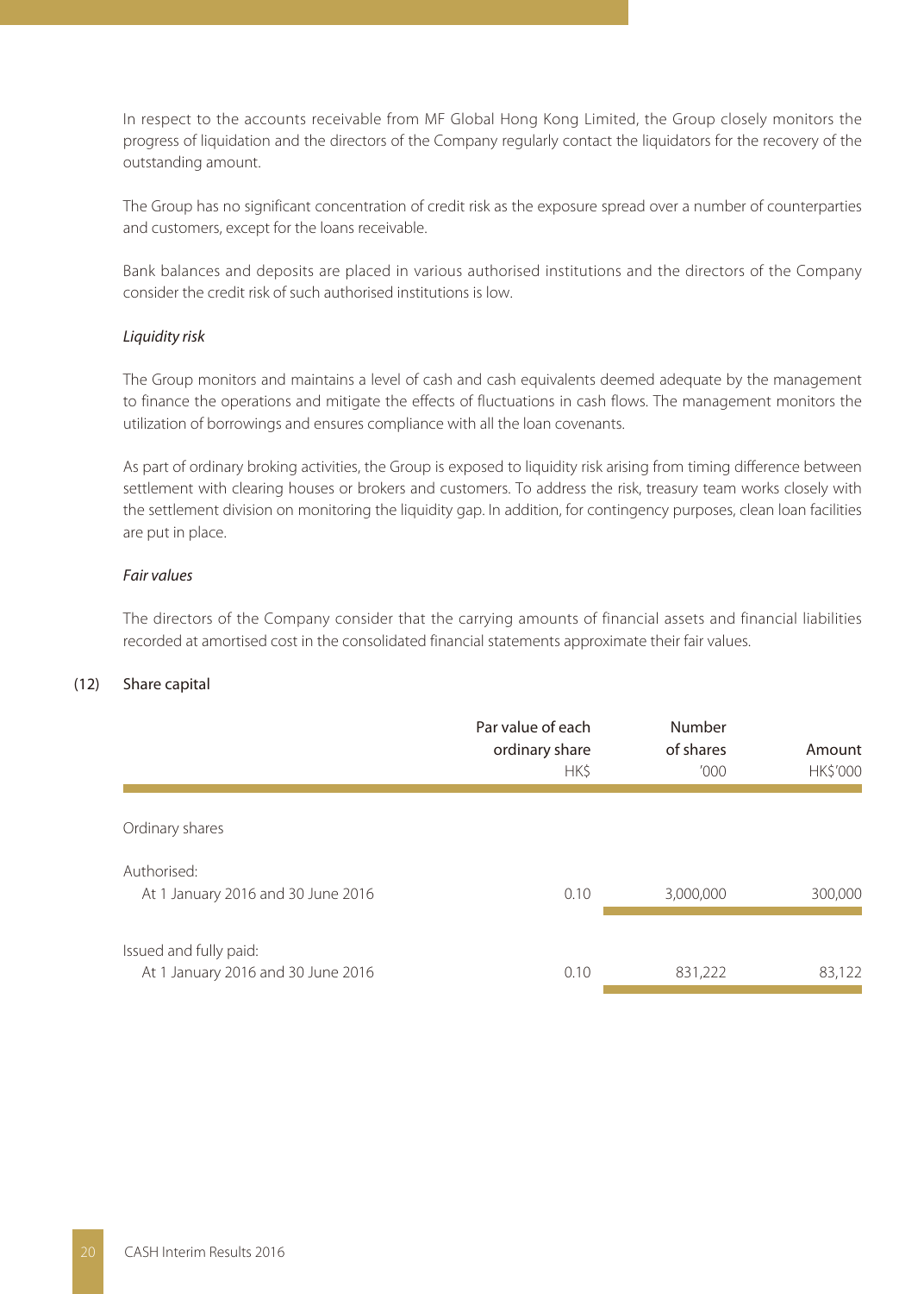In respect to the accounts receivable from MF Global Hong Kong Limited, the Group closely monitors the progress of liquidation and the directors of the Company regularly contact the liquidators for the recovery of the outstanding amount.

The Group has no significant concentration of credit risk as the exposure spread over a number of counterparties and customers, except for the loans receivable.

Bank balances and deposits are placed in various authorised institutions and the directors of the Company consider the credit risk of such authorised institutions is low.

*Liquidity risk*

The Group monitors and maintains a level of cash and cash equivalents deemed adequate by the management to finance the operations and mitigate the effects of fluctuations in cash flows. The management monitors the utilization of borrowings and ensures compliance with all the loan covenants.

As part of ordinary broking activities, the Group is exposed to liquidity risk arising from timing difference between settlement with clearing houses or brokers and customers. To address the risk, treasury team works closely with the settlement division on monitoring the liquidity gap. In addition, for contingency purposes, clean loan facilities are put in place.

*Fair values*

The directors of the Company consider that the carrying amounts of financial assets and financial liabilities recorded at amortised cost in the consolidated financial statements approximate their fair values.

## (12) Share capital

| | Par value of each ordinary share HK$ | Number of shares '000 | Amount HK$'000 |
|---|---|---|---|
| Ordinary shares | | | |
| Authorised: | | | |
| At 1 January 2016 and 30 June 2016 | 0.10 | 3,000,000 | 300,000 |
| Issued and fully paid: | | | |
| At 1 January 2016 and 30 June 2016 | 0.10 | 831,222 | 83,122 |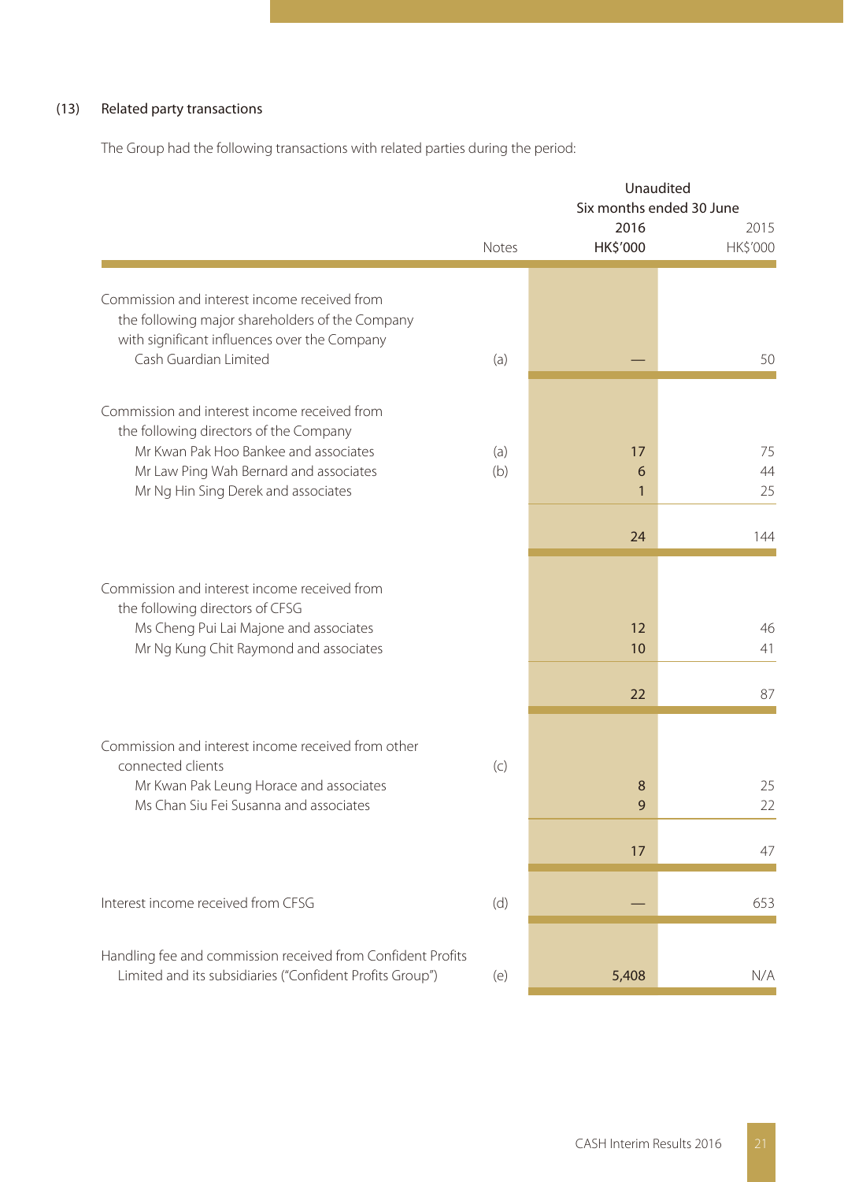(13) Related party transactions

The Group had the following transactions with related parties during the period:

| | Notes | Unaudited Six months ended 30 June 2016 HK$'000 | 2015 HK$'000 |
|---|---|---|---|
| Commission and interest income received from the following major shareholders of the Company with significant influences over the Company | | | |
| Cash Guardian Limited | (a) | — | 50 |
| Commission and interest income received from the following directors of the Company | | | |
| Mr Kwan Pak Hoo Bankee and associates | (a) | 17 | 75 |
| Mr Law Ping Wah Bernard and associates | (b) | 6 | 44 |
| Mr Ng Hin Sing Derek and associates | | 1 | 25 |
| | | 24 | 144 |
| Commission and interest income received from the following directors of CFSG | | | |
| Ms Cheng Pui Lai Majone and associates | | 12 | 46 |
| Mr Ng Kung Chit Raymond and associates | | 10 | 41 |
| | | 22 | 87 |
| Commission and interest income received from other connected clients | (c) | | |
| Mr Kwan Pak Leung Horace and associates | | 8 | 25 |
| Ms Chan Siu Fei Susanna and associates | | 9 | 22 |
| | | 17 | 47 |
| Interest income received from CFSG | (d) | — | 653 |
| Handling fee and commission received from Confident Profits Limited and its subsidiaries ("Confident Profits Group") | (e) | 5,408 | N/A |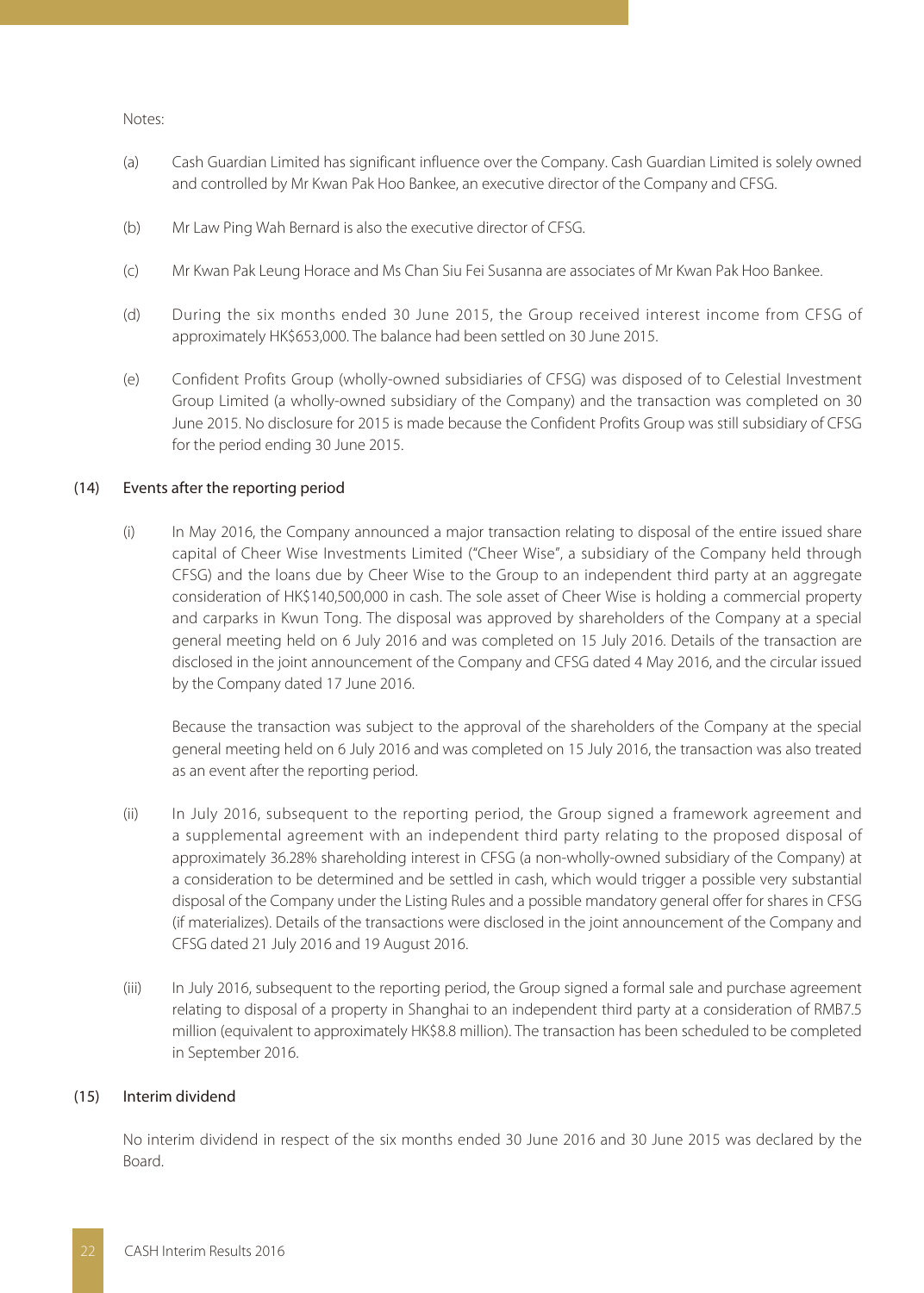Notes:

(a) Cash Guardian Limited has significant influence over the Company. Cash Guardian Limited is solely owned and controlled by Mr Kwan Pak Hoo Bankee, an executive director of the Company and CFSG.

(b) Mr Law Ping Wah Bernard is also the executive director of CFSG.

(c) Mr Kwan Pak Leung Horace and Ms Chan Siu Fei Susanna are associates of Mr Kwan Pak Hoo Bankee.

(d) During the six months ended 30 June 2015, the Group received interest income from CFSG of approximately HK$653,000. The balance had been settled on 30 June 2015.

(e) Confident Profits Group (wholly-owned subsidiaries of CFSG) was disposed of to Celestial Investment Group Limited (a wholly-owned subsidiary of the Company) and the transaction was completed on 30 June 2015. No disclosure for 2015 is made because the Confident Profits Group was still subsidiary of CFSG for the period ending 30 June 2015.

## (14) Events after the reporting period

(i) In May 2016, the Company announced a major transaction relating to disposal of the entire issued share capital of Cheer Wise Investments Limited ("Cheer Wise", a subsidiary of the Company held through CFSG) and the loans due by Cheer Wise to the Group to an independent third party at an aggregate consideration of HK$140,500,000 in cash. The sole asset of Cheer Wise is holding a commercial property and carparks in Kwun Tong. The disposal was approved by shareholders of the Company at a special general meeting held on 6 July 2016 and was completed on 15 July 2016. Details of the transaction are disclosed in the joint announcement of the Company and CFSG dated 4 May 2016, and the circular issued by the Company dated 17 June 2016.

Because the transaction was subject to the approval of the shareholders of the Company at the special general meeting held on 6 July 2016 and was completed on 15 July 2016, the transaction was also treated as an event after the reporting period.

(ii) In July 2016, subsequent to the reporting period, the Group signed a framework agreement and a supplemental agreement with an independent third party relating to the proposed disposal of approximately 36.28% shareholding interest in CFSG (a non-wholly-owned subsidiary of the Company) at a consideration to be determined and be settled in cash, which would trigger a possible very substantial disposal of the Company under the Listing Rules and a possible mandatory general offer for shares in CFSG (if materializes). Details of the transactions were disclosed in the joint announcement of the Company and CFSG dated 21 July 2016 and 19 August 2016.

(iii) In July 2016, subsequent to the reporting period, the Group signed a formal sale and purchase agreement relating to disposal of a property in Shanghai to an independent third party at a consideration of RMB7.5 million (equivalent to approximately HK$8.8 million). The transaction has been scheduled to be completed in September 2016.

## (15) Interim dividend

No interim dividend in respect of the six months ended 30 June 2016 and 30 June 2015 was declared by the Board.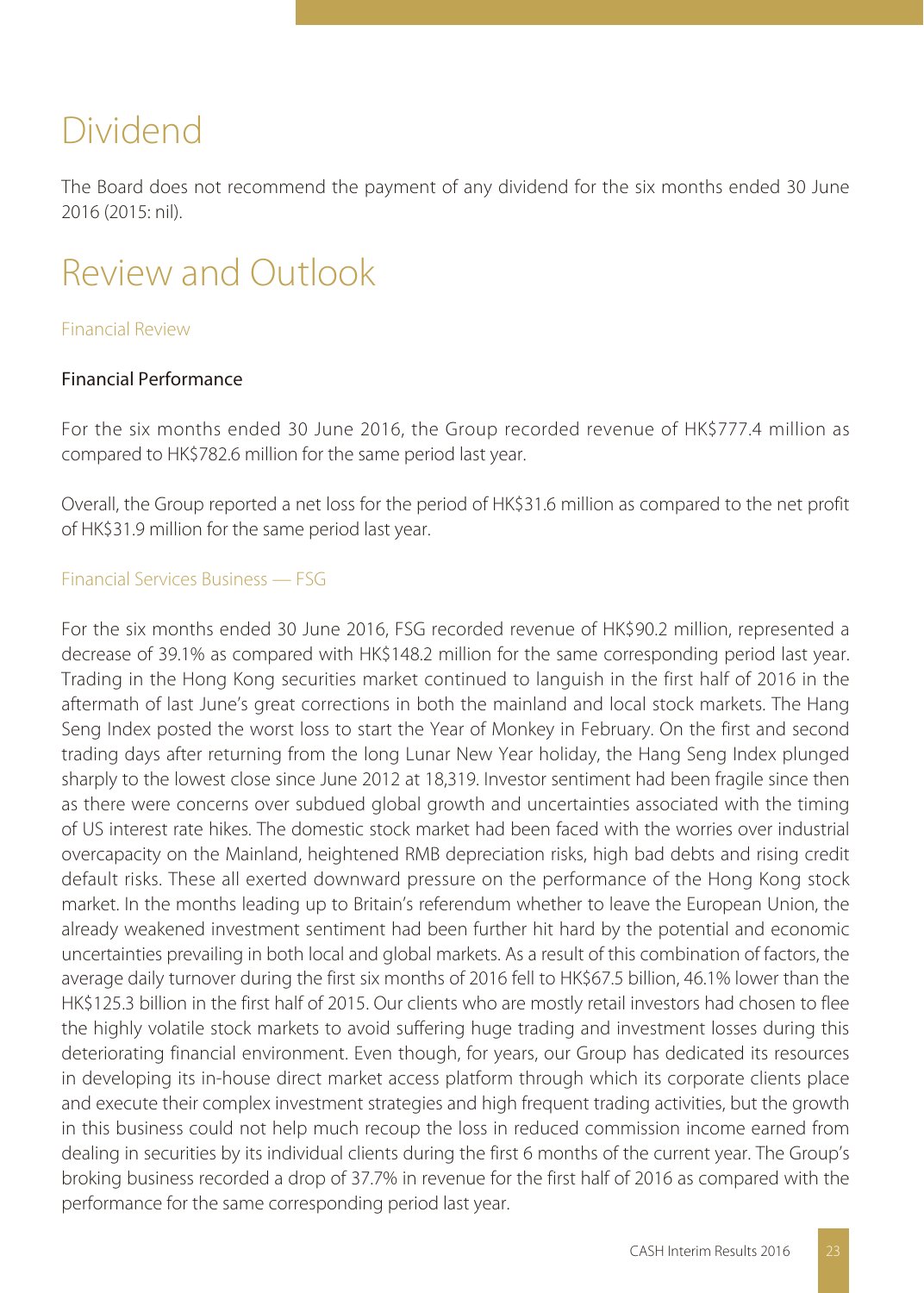# Dividend

The Board does not recommend the payment of any dividend for the six months ended 30 June 2016 (2015: nil).

# Review and Outlook

## Financial Review

### Financial Performance

For the six months ended 30 June 2016, the Group recorded revenue of HK$777.4 million as compared to HK$782.6 million for the same period last year.

Overall, the Group reported a net loss for the period of HK$31.6 million as compared to the net profit of HK$31.9 million for the same period last year.

## Financial Services Business — FSG

For the six months ended 30 June 2016, FSG recorded revenue of HK$90.2 million, represented a decrease of 39.1% as compared with HK$148.2 million for the same corresponding period last year. Trading in the Hong Kong securities market continued to languish in the first half of 2016 in the aftermath of last June's great corrections in both the mainland and local stock markets. The Hang Seng Index posted the worst loss to start the Year of Monkey in February. On the first and second trading days after returning from the long Lunar New Year holiday, the Hang Seng Index plunged sharply to the lowest close since June 2012 at 18,319. Investor sentiment had been fragile since then as there were concerns over subdued global growth and uncertainties associated with the timing of US interest rate hikes. The domestic stock market had been faced with the worries over industrial overcapacity on the Mainland, heightened RMB depreciation risks, high bad debts and rising credit default risks. These all exerted downward pressure on the performance of the Hong Kong stock market. In the months leading up to Britain's referendum whether to leave the European Union, the already weakened investment sentiment had been further hit hard by the potential and economic uncertainties prevailing in both local and global markets. As a result of this combination of factors, the average daily turnover during the first six months of 2016 fell to HK$67.5 billion, 46.1% lower than the HK$125.3 billion in the first half of 2015. Our clients who are mostly retail investors had chosen to flee the highly volatile stock markets to avoid suffering huge trading and investment losses during this deteriorating financial environment. Even though, for years, our Group has dedicated its resources in developing its in-house direct market access platform through which its corporate clients place and execute their complex investment strategies and high frequent trading activities, but the growth in this business could not help much recoup the loss in reduced commission income earned from dealing in securities by its individual clients during the first 6 months of the current year. The Group's broking business recorded a drop of 37.7% in revenue for the first half of 2016 as compared with the performance for the same corresponding period last year.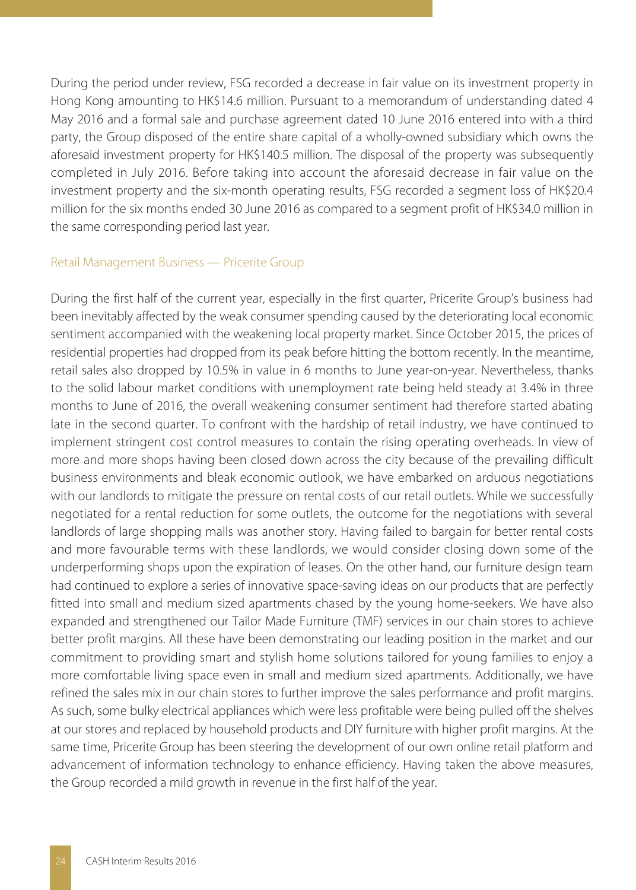During the period under review, FSG recorded a decrease in fair value on its investment property in Hong Kong amounting to HK$14.6 million. Pursuant to a memorandum of understanding dated 4 May 2016 and a formal sale and purchase agreement dated 10 June 2016 entered into with a third party, the Group disposed of the entire share capital of a wholly-owned subsidiary which owns the aforesaid investment property for HK$140.5 million. The disposal of the property was subsequently completed in July 2016. Before taking into account the aforesaid decrease in fair value on the investment property and the six-month operating results, FSG recorded a segment loss of HK$20.4 million for the six months ended 30 June 2016 as compared to a segment profit of HK$34.0 million in the same corresponding period last year.

### Retail Management Business — Pricerite Group

During the first half of the current year, especially in the first quarter, Pricerite Group's business had been inevitably affected by the weak consumer spending caused by the deteriorating local economic sentiment accompanied with the weakening local property market. Since October 2015, the prices of residential properties had dropped from its peak before hitting the bottom recently. In the meantime, retail sales also dropped by 10.5% in value in 6 months to June year-on-year. Nevertheless, thanks to the solid labour market conditions with unemployment rate being held steady at 3.4% in three months to June of 2016, the overall weakening consumer sentiment had therefore started abating late in the second quarter. To confront with the hardship of retail industry, we have continued to implement stringent cost control measures to contain the rising operating overheads. In view of more and more shops having been closed down across the city because of the prevailing difficult business environments and bleak economic outlook, we have embarked on arduous negotiations with our landlords to mitigate the pressure on rental costs of our retail outlets. While we successfully negotiated for a rental reduction for some outlets, the outcome for the negotiations with several landlords of large shopping malls was another story. Having failed to bargain for better rental costs and more favourable terms with these landlords, we would consider closing down some of the underperforming shops upon the expiration of leases. On the other hand, our furniture design team had continued to explore a series of innovative space-saving ideas on our products that are perfectly fitted into small and medium sized apartments chased by the young home-seekers. We have also expanded and strengthened our Tailor Made Furniture (TMF) services in our chain stores to achieve better profit margins. All these have been demonstrating our leading position in the market and our commitment to providing smart and stylish home solutions tailored for young families to enjoy a more comfortable living space even in small and medium sized apartments. Additionally, we have refined the sales mix in our chain stores to further improve the sales performance and profit margins. As such, some bulky electrical appliances which were less profitable were being pulled off the shelves at our stores and replaced by household products and DIY furniture with higher profit margins. At the same time, Pricerite Group has been steering the development of our own online retail platform and advancement of information technology to enhance efficiency. Having taken the above measures, the Group recorded a mild growth in revenue in the first half of the year.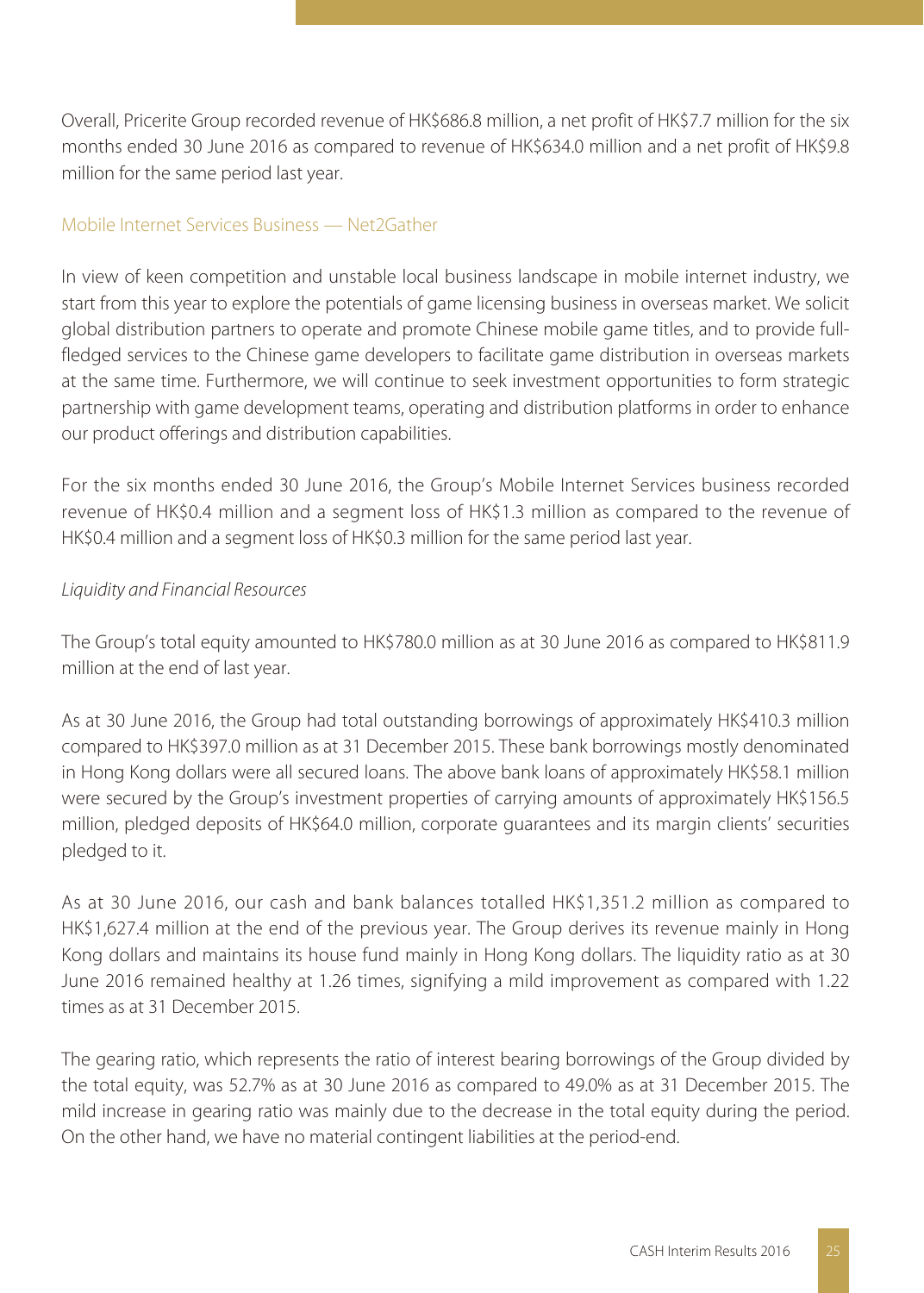Overall, Pricerite Group recorded revenue of HK$686.8 million, a net profit of HK$7.7 million for the six months ended 30 June 2016 as compared to revenue of HK$634.0 million and a net profit of HK$9.8 million for the same period last year.

### Mobile Internet Services Business — Net2Gather

In view of keen competition and unstable local business landscape in mobile internet industry, we start from this year to explore the potentials of game licensing business in overseas market. We solicit global distribution partners to operate and promote Chinese mobile game titles, and to provide full-fledged services to the Chinese game developers to facilitate game distribution in overseas markets at the same time. Furthermore, we will continue to seek investment opportunities to form strategic partnership with game development teams, operating and distribution platforms in order to enhance our product offerings and distribution capabilities.

For the six months ended 30 June 2016, the Group's Mobile Internet Services business recorded revenue of HK$0.4 million and a segment loss of HK$1.3 million as compared to the revenue of HK$0.4 million and a segment loss of HK$0.3 million for the same period last year.

*Liquidity and Financial Resources*

The Group's total equity amounted to HK$780.0 million as at 30 June 2016 as compared to HK$811.9 million at the end of last year.

As at 30 June 2016, the Group had total outstanding borrowings of approximately HK$410.3 million compared to HK$397.0 million as at 31 December 2015. These bank borrowings mostly denominated in Hong Kong dollars were all secured loans. The above bank loans of approximately HK$58.1 million were secured by the Group's investment properties of carrying amounts of approximately HK$156.5 million, pledged deposits of HK$64.0 million, corporate guarantees and its margin clients' securities pledged to it.

As at 30 June 2016, our cash and bank balances totalled HK$1,351.2 million as compared to HK$1,627.4 million at the end of the previous year. The Group derives its revenue mainly in Hong Kong dollars and maintains its house fund mainly in Hong Kong dollars. The liquidity ratio as at 30 June 2016 remained healthy at 1.26 times, signifying a mild improvement as compared with 1.22 times as at 31 December 2015.

The gearing ratio, which represents the ratio of interest bearing borrowings of the Group divided by the total equity, was 52.7% as at 30 June 2016 as compared to 49.0% as at 31 December 2015. The mild increase in gearing ratio was mainly due to the decrease in the total equity during the period. On the other hand, we have no material contingent liabilities at the period-end.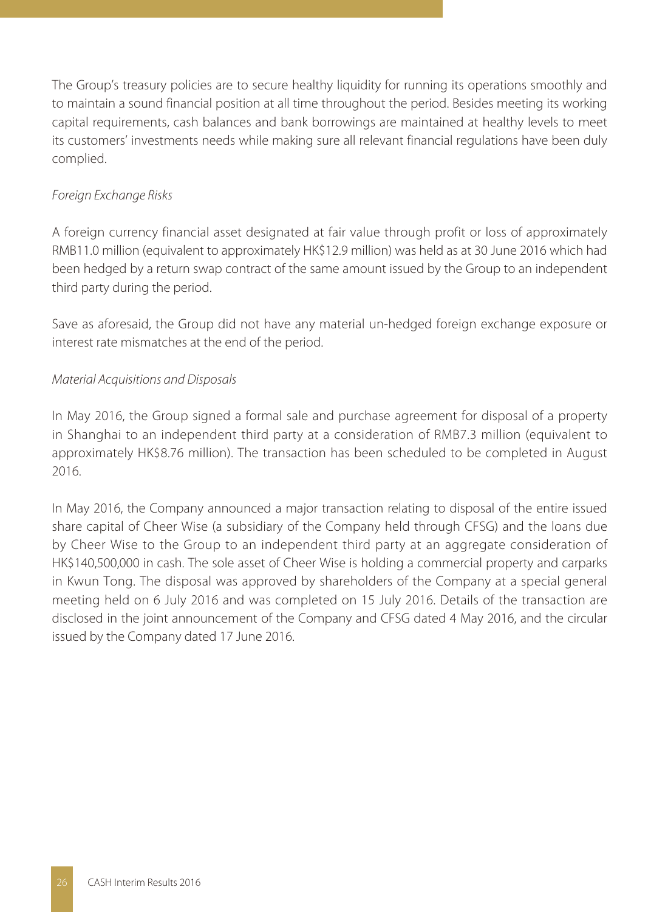The Group's treasury policies are to secure healthy liquidity for running its operations smoothly and to maintain a sound financial position at all time throughout the period. Besides meeting its working capital requirements, cash balances and bank borrowings are maintained at healthy levels to meet its customers' investments needs while making sure all relevant financial regulations have been duly complied.

*Foreign Exchange Risks*

A foreign currency financial asset designated at fair value through profit or loss of approximately RMB11.0 million (equivalent to approximately HK$12.9 million) was held as at 30 June 2016 which had been hedged by a return swap contract of the same amount issued by the Group to an independent third party during the period.

Save as aforesaid, the Group did not have any material un-hedged foreign exchange exposure or interest rate mismatches at the end of the period.

*Material Acquisitions and Disposals*

In May 2016, the Group signed a formal sale and purchase agreement for disposal of a property in Shanghai to an independent third party at a consideration of RMB7.3 million (equivalent to approximately HK$8.76 million). The transaction has been scheduled to be completed in August 2016.

In May 2016, the Company announced a major transaction relating to disposal of the entire issued share capital of Cheer Wise (a subsidiary of the Company held through CFSG) and the loans due by Cheer Wise to the Group to an independent third party at an aggregate consideration of HK$140,500,000 in cash. The sole asset of Cheer Wise is holding a commercial property and carparks in Kwun Tong. The disposal was approved by shareholders of the Company at a special general meeting held on 6 July 2016 and was completed on 15 July 2016. Details of the transaction are disclosed in the joint announcement of the Company and CFSG dated 4 May 2016, and the circular issued by the Company dated 17 June 2016.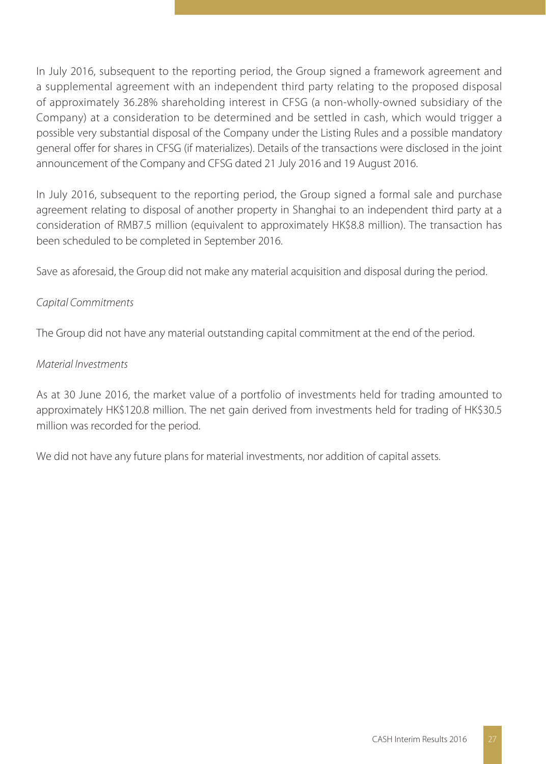In July 2016, subsequent to the reporting period, the Group signed a framework agreement and a supplemental agreement with an independent third party relating to the proposed disposal of approximately 36.28% shareholding interest in CFSG (a non-wholly-owned subsidiary of the Company) at a consideration to be determined and be settled in cash, which would trigger a possible very substantial disposal of the Company under the Listing Rules and a possible mandatory general offer for shares in CFSG (if materializes). Details of the transactions were disclosed in the joint announcement of the Company and CFSG dated 21 July 2016 and 19 August 2016.

In July 2016, subsequent to the reporting period, the Group signed a formal sale and purchase agreement relating to disposal of another property in Shanghai to an independent third party at a consideration of RMB7.5 million (equivalent to approximately HK$8.8 million). The transaction has been scheduled to be completed in September 2016.

Save as aforesaid, the Group did not make any material acquisition and disposal during the period.

*Capital Commitments*

The Group did not have any material outstanding capital commitment at the end of the period.

*Material Investments*

As at 30 June 2016, the market value of a portfolio of investments held for trading amounted to approximately HK$120.8 million. The net gain derived from investments held for trading of HK$30.5 million was recorded for the period.

We did not have any future plans for material investments, nor addition of capital assets.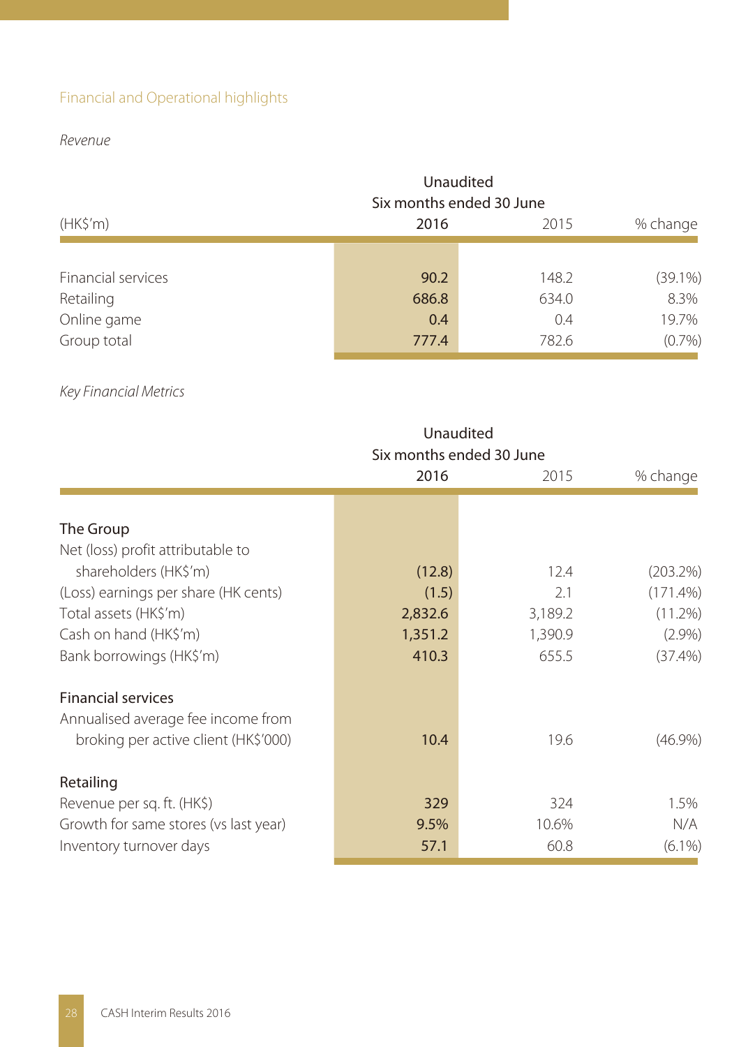## Financial and Operational highlights

*Revenue*

| (HK$'m) | Unaudited Six months ended 30 June 2016 | 2015 | % change |
|---|---|---|---|
| Financial services | **90.2** | 148.2 | (39.1%) |
| Retailing | **686.8** | 634.0 | 8.3% |
| Online game | **0.4** | 0.4 | 19.7% |
| Group total | **777.4** | 782.6 | (0.7%) |

*Key Financial Metrics*

| | Unaudited Six months ended 30 June 2016 | 2015 | % change |
|---|---|---|---|
| **The Group** | | | |
| Net (loss) profit attributable to shareholders (HK$'m) | **(12.8)** | 12.4 | (203.2%) |
| (Loss) earnings per share (HK cents) | **(1.5)** | 2.1 | (171.4%) |
| Total assets (HK$'m) | **2,832.6** | 3,189.2 | (11.2%) |
| Cash on hand (HK$'m) | **1,351.2** | 1,390.9 | (2.9%) |
| Bank borrowings (HK$'m) | **410.3** | 655.5 | (37.4%) |
| **Financial services** | | | |
| Annualised average fee income from broking per active client (HK$'000) | **10.4** | 19.6 | (46.9%) |
| **Retailing** | | | |
| Revenue per sq. ft. (HK$) | **329** | 324 | 1.5% |
| Growth for same stores (vs last year) | **9.5%** | 10.6% | N/A |
| Inventory turnover days | **57.1** | 60.8 | (6.1%) |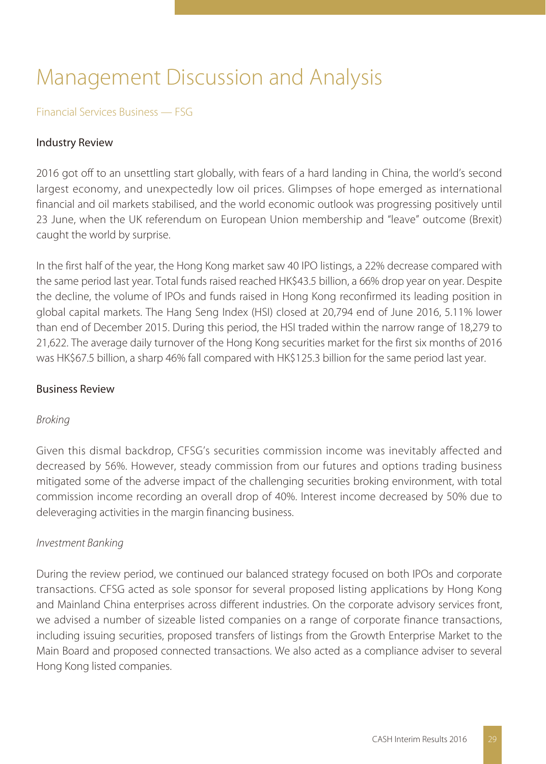# Management Discussion and Analysis

## Financial Services Business — FSG

### Industry Review

2016 got off to an unsettling start globally, with fears of a hard landing in China, the world's second largest economy, and unexpectedly low oil prices. Glimpses of hope emerged as international financial and oil markets stabilised, and the world economic outlook was progressing positively until 23 June, when the UK referendum on European Union membership and "leave" outcome (Brexit) caught the world by surprise.

In the first half of the year, the Hong Kong market saw 40 IPO listings, a 22% decrease compared with the same period last year. Total funds raised reached HK$43.5 billion, a 66% drop year on year. Despite the decline, the volume of IPOs and funds raised in Hong Kong reconfirmed its leading position in global capital markets. The Hang Seng Index (HSI) closed at 20,794 end of June 2016, 5.11% lower than end of December 2015. During this period, the HSI traded within the narrow range of 18,279 to 21,622. The average daily turnover of the Hong Kong securities market for the first six months of 2016 was HK$67.5 billion, a sharp 46% fall compared with HK$125.3 billion for the same period last year.

### Business Review

*Broking*

Given this dismal backdrop, CFSG's securities commission income was inevitably affected and decreased by 56%. However, steady commission from our futures and options trading business mitigated some of the adverse impact of the challenging securities broking environment, with total commission income recording an overall drop of 40%. Interest income decreased by 50% due to deleveraging activities in the margin financing business.

*Investment Banking*

During the review period, we continued our balanced strategy focused on both IPOs and corporate transactions. CFSG acted as sole sponsor for several proposed listing applications by Hong Kong and Mainland China enterprises across different industries. On the corporate advisory services front, we advised a number of sizeable listed companies on a range of corporate finance transactions, including issuing securities, proposed transfers of listings from the Growth Enterprise Market to the Main Board and proposed connected transactions. We also acted as a compliance adviser to several Hong Kong listed companies.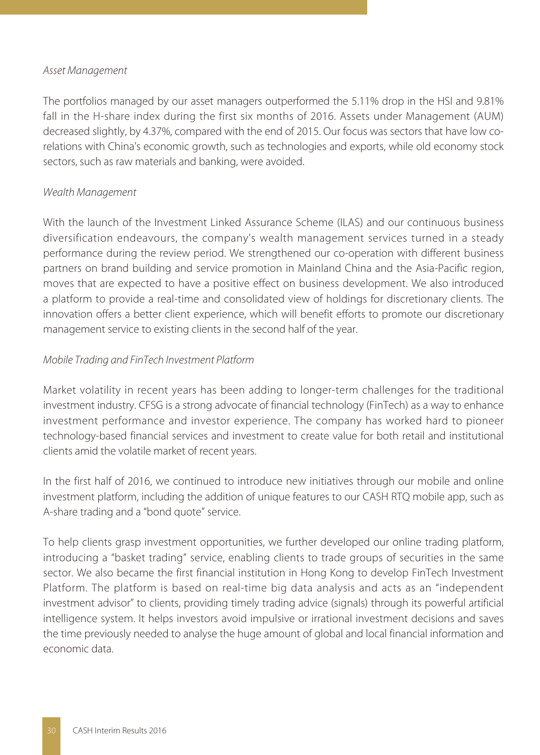*Asset Management*

The portfolios managed by our asset managers outperformed the 5.11% drop in the HSI and 9.81% fall in the H-share index during the first six months of 2016. Assets under Management (AUM) decreased slightly, by 4.37%, compared with the end of 2015. Our focus was sectors that have low co-relations with China's economic growth, such as technologies and exports, while old economy stock sectors, such as raw materials and banking, were avoided.

*Wealth Management*

With the launch of the Investment Linked Assurance Scheme (ILAS) and our continuous business diversification endeavours, the company's wealth management services turned in a steady performance during the review period. We strengthened our co-operation with different business partners on brand building and service promotion in Mainland China and the Asia-Pacific region, moves that are expected to have a positive effect on business development. We also introduced a platform to provide a real-time and consolidated view of holdings for discretionary clients. The innovation offers a better client experience, which will benefit efforts to promote our discretionary management service to existing clients in the second half of the year.

*Mobile Trading and FinTech Investment Platform*

Market volatility in recent years has been adding to longer-term challenges for the traditional investment industry. CFSG is a strong advocate of financial technology (FinTech) as a way to enhance investment performance and investor experience. The company has worked hard to pioneer technology-based financial services and investment to create value for both retail and institutional clients amid the volatile market of recent years.

In the first half of 2016, we continued to introduce new initiatives through our mobile and online investment platform, including the addition of unique features to our CASH RTQ mobile app, such as A-share trading and a "bond quote" service.

To help clients grasp investment opportunities, we further developed our online trading platform, introducing a "basket trading" service, enabling clients to trade groups of securities in the same sector. We also became the first financial institution in Hong Kong to develop FinTech Investment Platform. The platform is based on real-time big data analysis and acts as an "independent investment advisor" to clients, providing timely trading advice (signals) through its powerful artificial intelligence system. It helps investors avoid impulsive or irrational investment decisions and saves the time previously needed to analyse the huge amount of global and local financial information and economic data.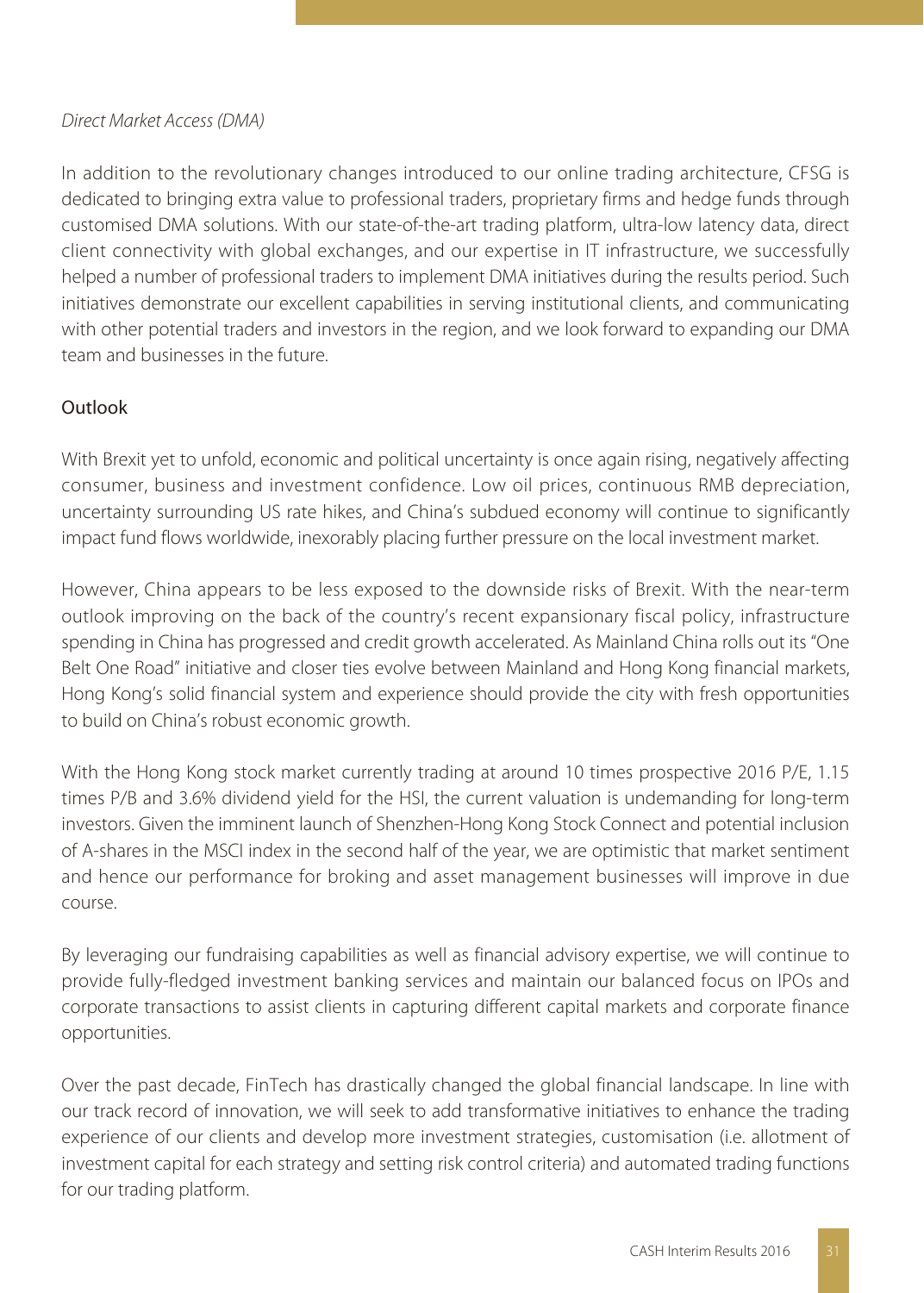*Direct Market Access (DMA)*

In addition to the revolutionary changes introduced to our online trading architecture, CFSG is dedicated to bringing extra value to professional traders, proprietary firms and hedge funds through customised DMA solutions. With our state-of-the-art trading platform, ultra-low latency data, direct client connectivity with global exchanges, and our expertise in IT infrastructure, we successfully helped a number of professional traders to implement DMA initiatives during the results period. Such initiatives demonstrate our excellent capabilities in serving institutional clients, and communicating with other potential traders and investors in the region, and we look forward to expanding our DMA team and businesses in the future.

## Outlook

With Brexit yet to unfold, economic and political uncertainty is once again rising, negatively affecting consumer, business and investment confidence. Low oil prices, continuous RMB depreciation, uncertainty surrounding US rate hikes, and China's subdued economy will continue to significantly impact fund flows worldwide, inexorably placing further pressure on the local investment market.

However, China appears to be less exposed to the downside risks of Brexit. With the near-term outlook improving on the back of the country's recent expansionary fiscal policy, infrastructure spending in China has progressed and credit growth accelerated. As Mainland China rolls out its "One Belt One Road" initiative and closer ties evolve between Mainland and Hong Kong financial markets, Hong Kong's solid financial system and experience should provide the city with fresh opportunities to build on China's robust economic growth.

With the Hong Kong stock market currently trading at around 10 times prospective 2016 P/E, 1.15 times P/B and 3.6% dividend yield for the HSI, the current valuation is undemanding for long-term investors. Given the imminent launch of Shenzhen-Hong Kong Stock Connect and potential inclusion of A-shares in the MSCI index in the second half of the year, we are optimistic that market sentiment and hence our performance for broking and asset management businesses will improve in due course.

By leveraging our fundraising capabilities as well as financial advisory expertise, we will continue to provide fully-fledged investment banking services and maintain our balanced focus on IPOs and corporate transactions to assist clients in capturing different capital markets and corporate finance opportunities.

Over the past decade, FinTech has drastically changed the global financial landscape. In line with our track record of innovation, we will seek to add transformative initiatives to enhance the trading experience of our clients and develop more investment strategies, customisation (i.e. allotment of investment capital for each strategy and setting risk control criteria) and automated trading functions for our trading platform.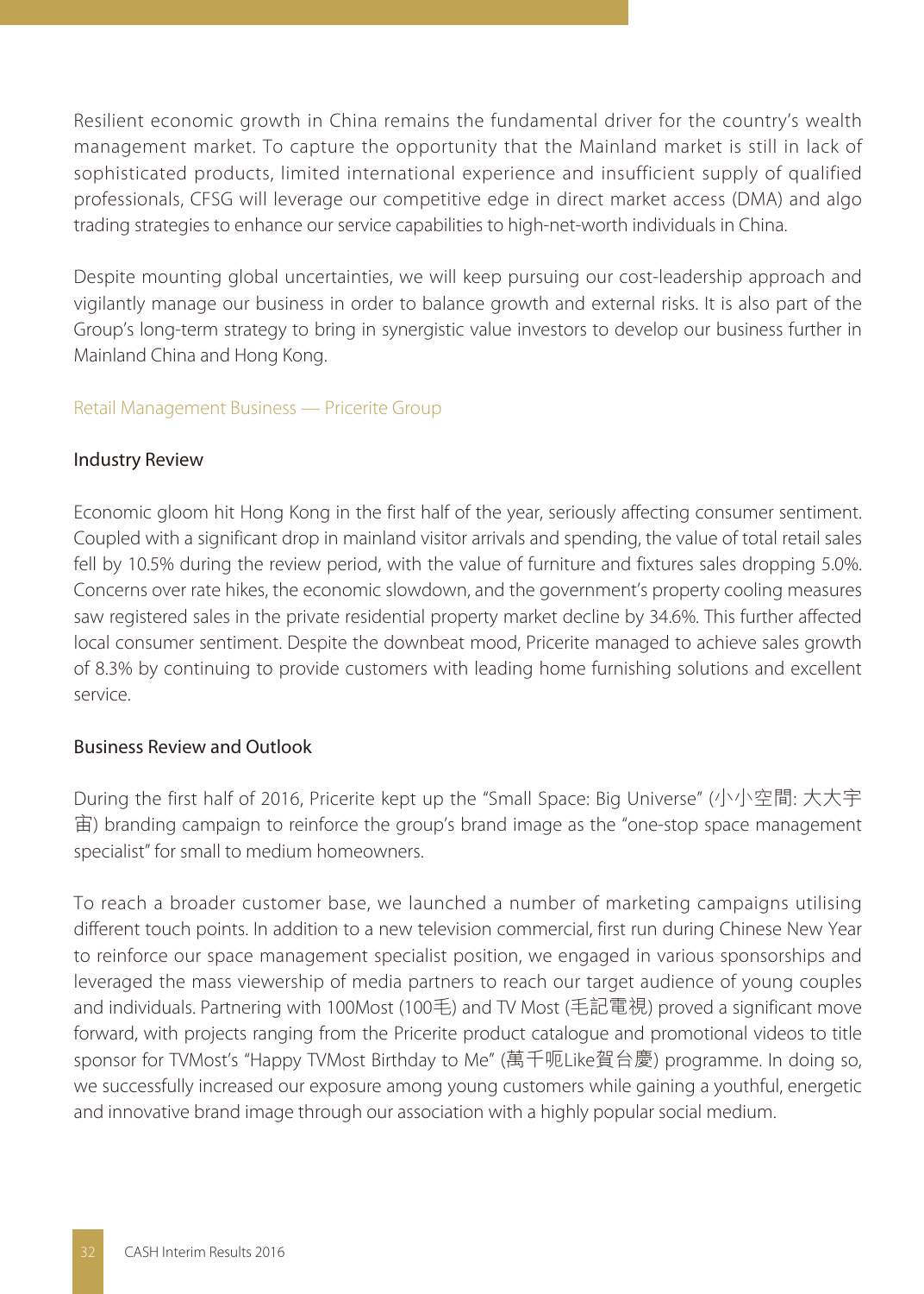Resilient economic growth in China remains the fundamental driver for the country's wealth management market. To capture the opportunity that the Mainland market is still in lack of sophisticated products, limited international experience and insufficient supply of qualified professionals, CFSG will leverage our competitive edge in direct market access (DMA) and algo trading strategies to enhance our service capabilities to high-net-worth individuals in China.

Despite mounting global uncertainties, we will keep pursuing our cost-leadership approach and vigilantly manage our business in order to balance growth and external risks. It is also part of the Group's long-term strategy to bring in synergistic value investors to develop our business further in Mainland China and Hong Kong.

## Retail Management Business — Pricerite Group

### Industry Review

Economic gloom hit Hong Kong in the first half of the year, seriously affecting consumer sentiment. Coupled with a significant drop in mainland visitor arrivals and spending, the value of total retail sales fell by 10.5% during the review period, with the value of furniture and fixtures sales dropping 5.0%. Concerns over rate hikes, the economic slowdown, and the government's property cooling measures saw registered sales in the private residential property market decline by 34.6%. This further affected local consumer sentiment. Despite the downbeat mood, Pricerite managed to achieve sales growth of 8.3% by continuing to provide customers with leading home furnishing solutions and excellent service.

### Business Review and Outlook

During the first half of 2016, Pricerite kept up the "Small Space: Big Universe" (小小空間: 大大宇宙) branding campaign to reinforce the group's brand image as the "one-stop space management specialist" for small to medium homeowners.

To reach a broader customer base, we launched a number of marketing campaigns utilising different touch points. In addition to a new television commercial, first run during Chinese New Year to reinforce our space management specialist position, we engaged in various sponsorships and leveraged the mass viewership of media partners to reach our target audience of young couples and individuals. Partnering with 100Most (100毛) and TV Most (毛記電視) proved a significant move forward, with projects ranging from the Pricerite product catalogue and promotional videos to title sponsor for TVMost's "Happy TVMost Birthday to Me" (萬千呃Like賀台慶) programme. In doing so, we successfully increased our exposure among young customers while gaining a youthful, energetic and innovative brand image through our association with a highly popular social medium.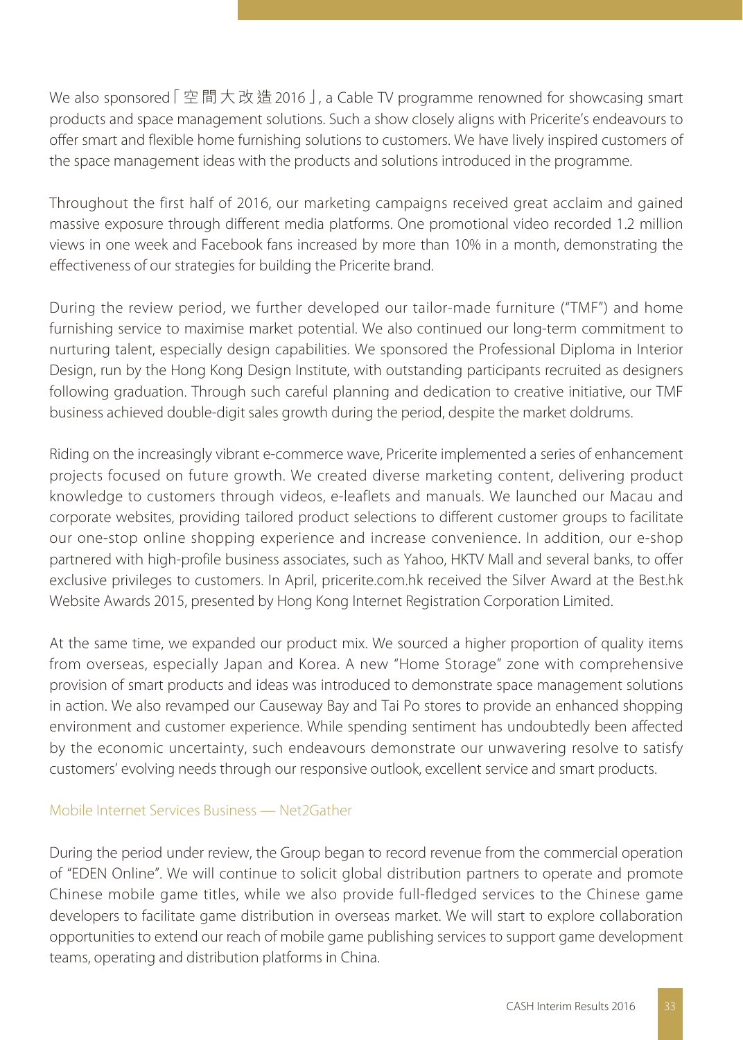We also sponsored「空間大改造 2016」, a Cable TV programme renowned for showcasing smart products and space management solutions. Such a show closely aligns with Pricerite's endeavours to offer smart and flexible home furnishing solutions to customers. We have lively inspired customers of the space management ideas with the products and solutions introduced in the programme.

Throughout the first half of 2016, our marketing campaigns received great acclaim and gained massive exposure through different media platforms. One promotional video recorded 1.2 million views in one week and Facebook fans increased by more than 10% in a month, demonstrating the effectiveness of our strategies for building the Pricerite brand.

During the review period, we further developed our tailor-made furniture ("TMF") and home furnishing service to maximise market potential. We also continued our long-term commitment to nurturing talent, especially design capabilities. We sponsored the Professional Diploma in Interior Design, run by the Hong Kong Design Institute, with outstanding participants recruited as designers following graduation. Through such careful planning and dedication to creative initiative, our TMF business achieved double-digit sales growth during the period, despite the market doldrums.

Riding on the increasingly vibrant e-commerce wave, Pricerite implemented a series of enhancement projects focused on future growth. We created diverse marketing content, delivering product knowledge to customers through videos, e-leaflets and manuals. We launched our Macau and corporate websites, providing tailored product selections to different customer groups to facilitate our one-stop online shopping experience and increase convenience. In addition, our e-shop partnered with high-profile business associates, such as Yahoo, HKTV Mall and several banks, to offer exclusive privileges to customers. In April, pricerite.com.hk received the Silver Award at the Best.hk Website Awards 2015, presented by Hong Kong Internet Registration Corporation Limited.

At the same time, we expanded our product mix. We sourced a higher proportion of quality items from overseas, especially Japan and Korea. A new "Home Storage" zone with comprehensive provision of smart products and ideas was introduced to demonstrate space management solutions in action. We also revamped our Causeway Bay and Tai Po stores to provide an enhanced shopping environment and customer experience. While spending sentiment has undoubtedly been affected by the economic uncertainty, such endeavours demonstrate our unwavering resolve to satisfy customers' evolving needs through our responsive outlook, excellent service and smart products.

### Mobile Internet Services Business — Net2Gather

During the period under review, the Group began to record revenue from the commercial operation of "EDEN Online". We will continue to solicit global distribution partners to operate and promote Chinese mobile game titles, while we also provide full-fledged services to the Chinese game developers to facilitate game distribution in overseas market. We will start to explore collaboration opportunities to extend our reach of mobile game publishing services to support game development teams, operating and distribution platforms in China.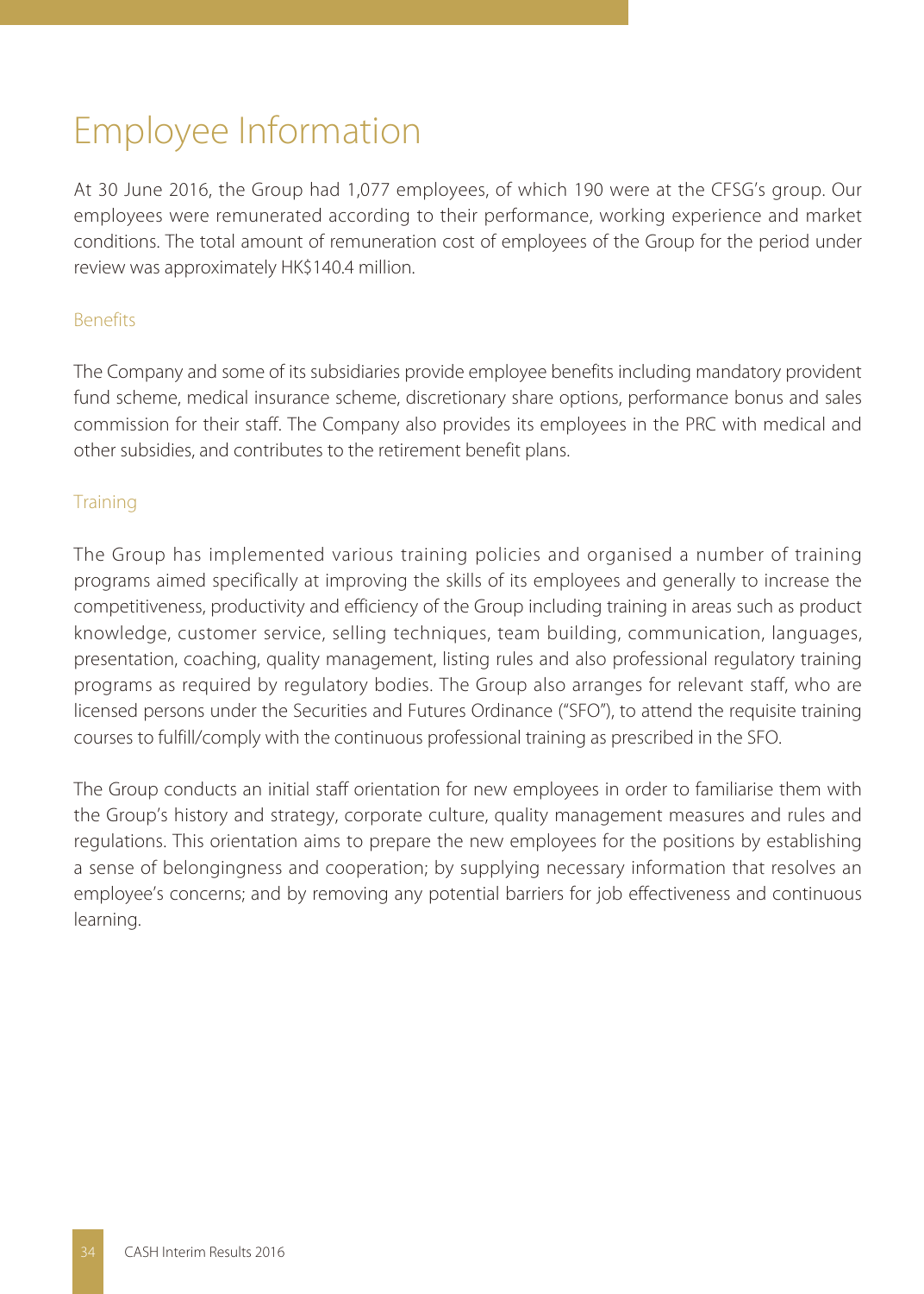# Employee Information

At 30 June 2016, the Group had 1,077 employees, of which 190 were at the CFSG's group. Our employees were remunerated according to their performance, working experience and market conditions. The total amount of remuneration cost of employees of the Group for the period under review was approximately HK$140.4 million.

## Benefits

The Company and some of its subsidiaries provide employee benefits including mandatory provident fund scheme, medical insurance scheme, discretionary share options, performance bonus and sales commission for their staff. The Company also provides its employees in the PRC with medical and other subsidies, and contributes to the retirement benefit plans.

## Training

The Group has implemented various training policies and organised a number of training programs aimed specifically at improving the skills of its employees and generally to increase the competitiveness, productivity and efficiency of the Group including training in areas such as product knowledge, customer service, selling techniques, team building, communication, languages, presentation, coaching, quality management, listing rules and also professional regulatory training programs as required by regulatory bodies. The Group also arranges for relevant staff, who are licensed persons under the Securities and Futures Ordinance ("SFO"), to attend the requisite training courses to fulfill/comply with the continuous professional training as prescribed in the SFO.

The Group conducts an initial staff orientation for new employees in order to familiarise them with the Group's history and strategy, corporate culture, quality management measures and rules and regulations. This orientation aims to prepare the new employees for the positions by establishing a sense of belongingness and cooperation; by supplying necessary information that resolves an employee's concerns; and by removing any potential barriers for job effectiveness and continuous learning.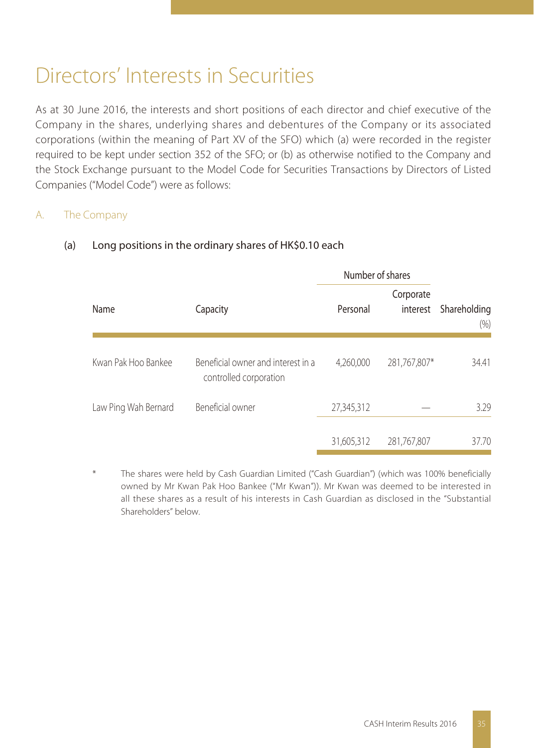# Directors' Interests in Securities

As at 30 June 2016, the interests and short positions of each director and chief executive of the Company in the shares, underlying shares and debentures of the Company or its associated corporations (within the meaning of Part XV of the SFO) which (a) were recorded in the register required to be kept under section 352 of the SFO; or (b) as otherwise notified to the Company and the Stock Exchange pursuant to the Model Code for Securities Transactions by Directors of Listed Companies ("Model Code") were as follows:

## A. The Company

### (a) Long positions in the ordinary shares of HK$0.10 each

| Name | Capacity | Number of shares | | Shareholding |
|---|---|---|---|---|
| | | Personal | Corporate interest | (%) |
| Kwan Pak Hoo Bankee | Beneficial owner and interest in a controlled corporation | 4,260,000 | 281,767,807* | 34.41 |
| Law Ping Wah Bernard | Beneficial owner | 27,345,312 | — | 3.29 |
| | | 31,605,312 | 281,767,807 | 37.70 |

\* The shares were held by Cash Guardian Limited ("Cash Guardian") (which was 100% beneficially owned by Mr Kwan Pak Hoo Bankee ("Mr Kwan")). Mr Kwan was deemed to be interested in all these shares as a result of his interests in Cash Guardian as disclosed in the "Substantial Shareholders" below.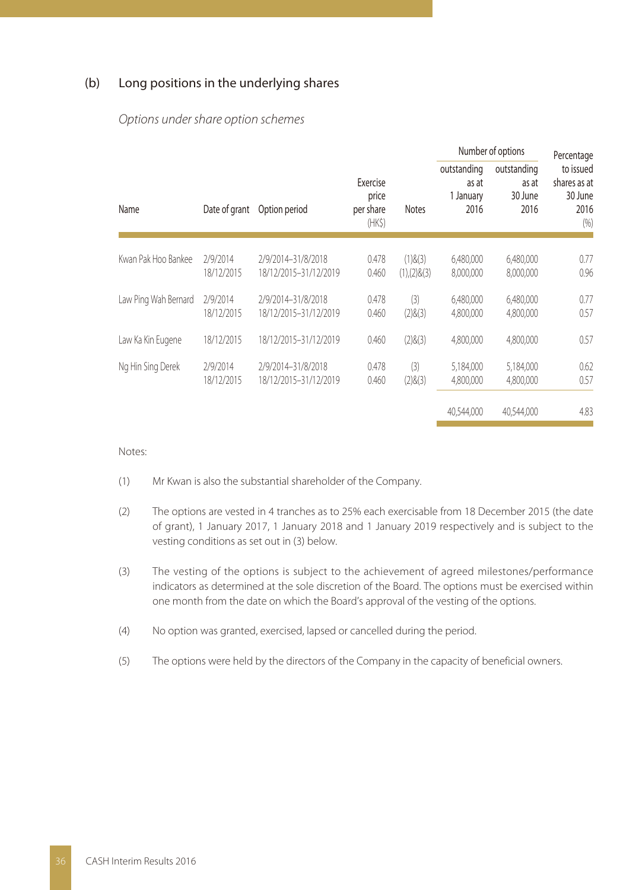## (b) Long positions in the underlying shares

*Options under share option schemes*

| Name | Date of grant | Option period | Exercise price per share (HK$) | Notes | Number of options outstanding as at 1 January 2016 | Number of options outstanding as at 30 June 2016 | Percentage to issued shares as at 30 June 2016 (%) |
|---|---|---|---|---|---|---|---|
| Kwan Pak Hoo Bankee | 2/9/2014 | 2/9/2014–31/8/2018 | 0.478 | (1)&(3) | 6,480,000 | 6,480,000 | 0.77 |
| | 18/12/2015 | 18/12/2015–31/12/2019 | 0.460 | (1),(2)&(3) | 8,000,000 | 8,000,000 | 0.96 |
| Law Ping Wah Bernard | 2/9/2014 | 2/9/2014–31/8/2018 | 0.478 | (3) | 6,480,000 | 6,480,000 | 0.77 |
| | 18/12/2015 | 18/12/2015–31/12/2019 | 0.460 | (2)&(3) | 4,800,000 | 4,800,000 | 0.57 |
| Law Ka Kin Eugene | 18/12/2015 | 18/12/2015–31/12/2019 | 0.460 | (2)&(3) | 4,800,000 | 4,800,000 | 0.57 |
| Ng Hin Sing Derek | 2/9/2014 | 2/9/2014–31/8/2018 | 0.478 | (3) | 5,184,000 | 5,184,000 | 0.62 |
| | 18/12/2015 | 18/12/2015–31/12/2019 | 0.460 | (2)&(3) | 4,800,000 | 4,800,000 | 0.57 |
| | | | | | 40,544,000 | 40,544,000 | 4.83 |

Notes:

(1) Mr Kwan is also the substantial shareholder of the Company.

(2) The options are vested in 4 tranches as to 25% each exercisable from 18 December 2015 (the date of grant), 1 January 2017, 1 January 2018 and 1 January 2019 respectively and is subject to the vesting conditions as set out in (3) below.

(3) The vesting of the options is subject to the achievement of agreed milestones/performance indicators as determined at the sole discretion of the Board. The options must be exercised within one month from the date on which the Board's approval of the vesting of the options.

(4) No option was granted, exercised, lapsed or cancelled during the period.

(5) The options were held by the directors of the Company in the capacity of beneficial owners.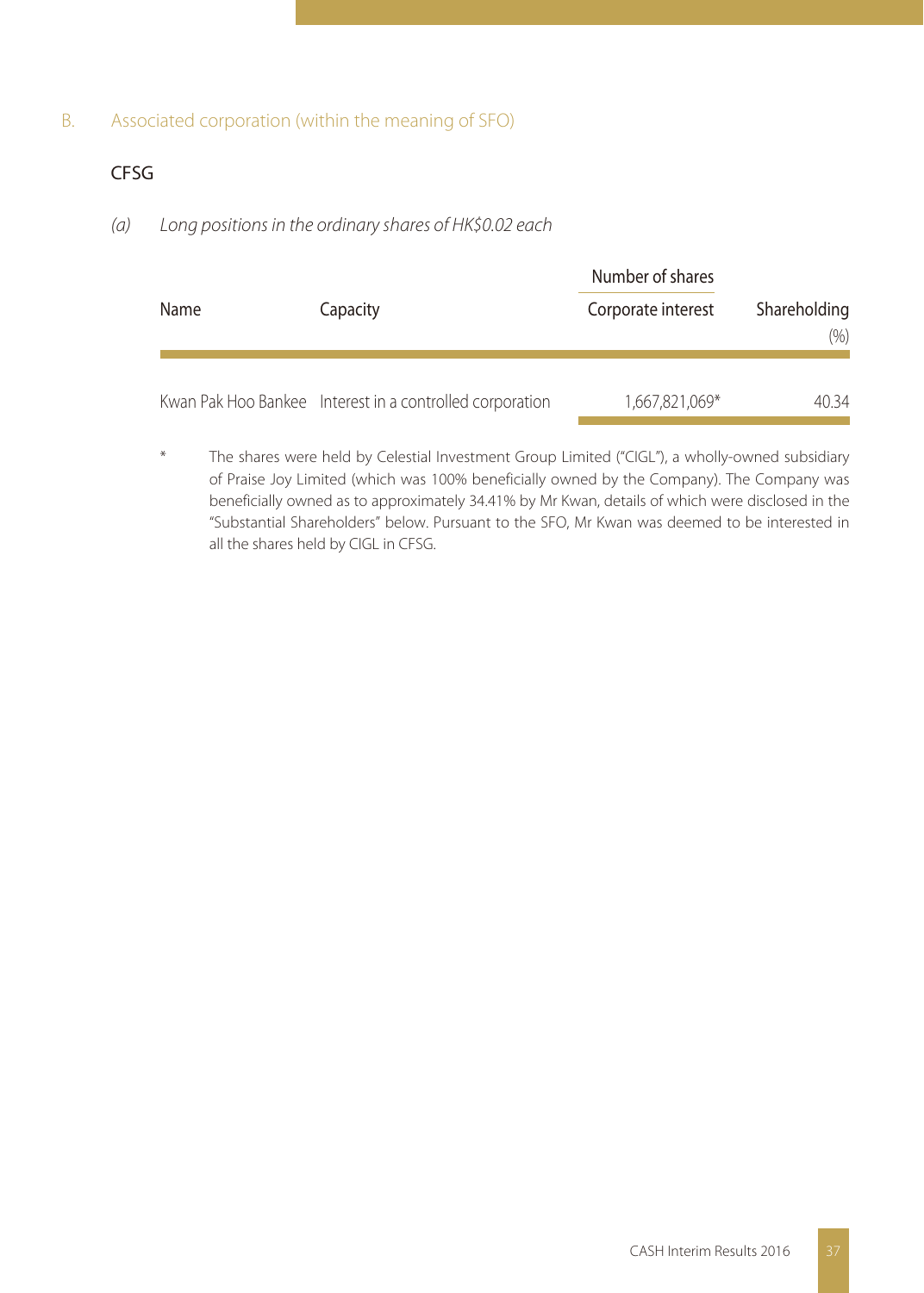## B. Associated corporation (within the meaning of SFO)

### CFSG

*(a) Long positions in the ordinary shares of HK$0.02 each*

| Name | Capacity | Number of shares | Shareholding |
|---|---|---|---|
| | | Corporate interest | (%) |
| Kwan Pak Hoo Bankee | Interest in a controlled corporation | 1,667,821,069* | 40.34 |

\* The shares were held by Celestial Investment Group Limited ("CIGL"), a wholly-owned subsidiary of Praise Joy Limited (which was 100% beneficially owned by the Company). The Company was beneficially owned as to approximately 34.41% by Mr Kwan, details of which were disclosed in the "Substantial Shareholders" below. Pursuant to the SFO, Mr Kwan was deemed to be interested in all the shares held by CIGL in CFSG.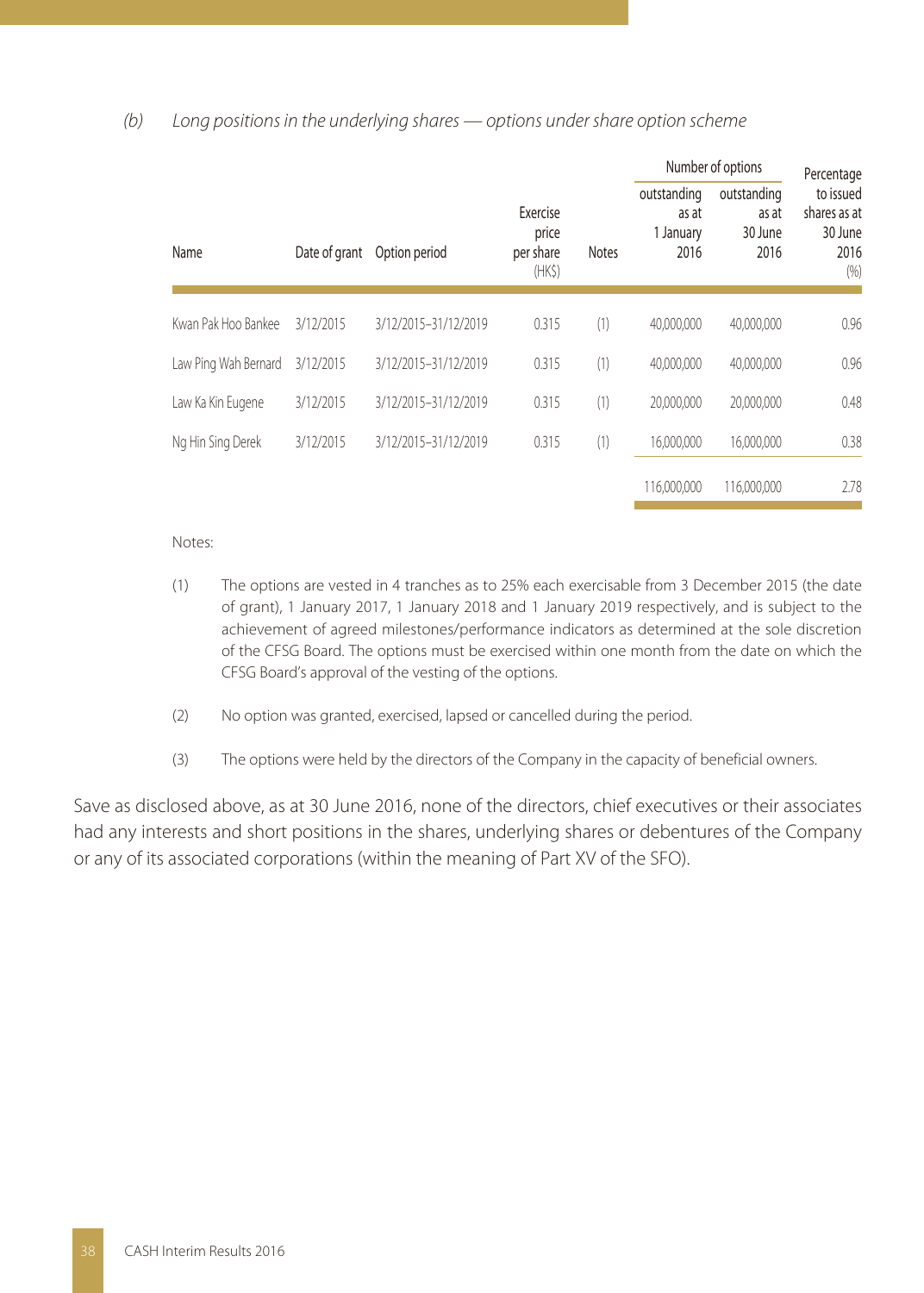*(b) Long positions in the underlying shares — options under share option scheme*

| Name | Date of grant | Option period | Exercise price per share (HK$) | Notes | Number of options outstanding as at 1 January 2016 | Number of options outstanding as at 30 June 2016 | Percentage to issued shares as at 30 June 2016 (%) |
|---|---|---|---|---|---|---|---|
| Kwan Pak Hoo Bankee | 3/12/2015 | 3/12/2015–31/12/2019 | 0.315 | (1) | 40,000,000 | 40,000,000 | 0.96 |
| Law Ping Wah Bernard | 3/12/2015 | 3/12/2015–31/12/2019 | 0.315 | (1) | 40,000,000 | 40,000,000 | 0.96 |
| Law Ka Kin Eugene | 3/12/2015 | 3/12/2015–31/12/2019 | 0.315 | (1) | 20,000,000 | 20,000,000 | 0.48 |
| Ng Hin Sing Derek | 3/12/2015 | 3/12/2015–31/12/2019 | 0.315 | (1) | 16,000,000 | 16,000,000 | 0.38 |
| | | | | | 116,000,000 | 116,000,000 | 2.78 |

Notes:

(1) The options are vested in 4 tranches as to 25% each exercisable from 3 December 2015 (the date of grant), 1 January 2017, 1 January 2018 and 1 January 2019 respectively, and is subject to the achievement of agreed milestones/performance indicators as determined at the sole discretion of the CFSG Board. The options must be exercised within one month from the date on which the CFSG Board's approval of the vesting of the options.

(2) No option was granted, exercised, lapsed or cancelled during the period.

(3) The options were held by the directors of the Company in the capacity of beneficial owners.

Save as disclosed above, as at 30 June 2016, none of the directors, chief executives or their associates had any interests and short positions in the shares, underlying shares or debentures of the Company or any of its associated corporations (within the meaning of Part XV of the SFO).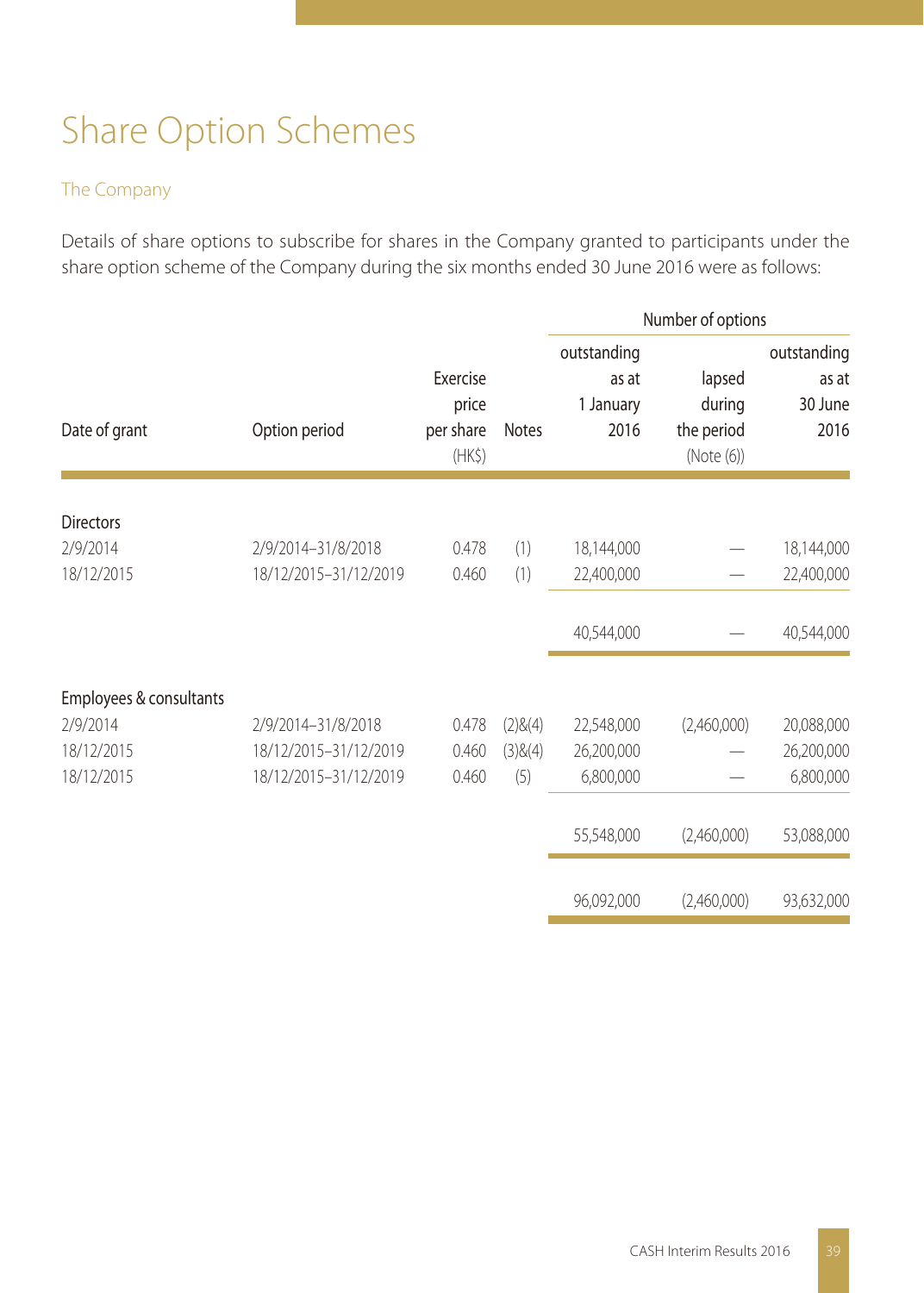# Share Option Schemes

## The Company

Details of share options to subscribe for shares in the Company granted to participants under the share option scheme of the Company during the six months ended 30 June 2016 were as follows:

| Date of grant | Option period | Exercise price per share (HK$) | Notes | Number of options | | |
|---|---|---|---|---|---|---|
| | | | | outstanding as at 1 January 2016 | lapsed during the period (Note (6)) | outstanding as at 30 June 2016 |
| **Directors** | | | | | | |
| 2/9/2014 | 2/9/2014–31/8/2018 | 0.478 | (1) | 18,144,000 | — | 18,144,000 |
| 18/12/2015 | 18/12/2015–31/12/2019 | 0.460 | (1) | 22,400,000 | — | 22,400,000 |
| | | | | 40,544,000 | — | 40,544,000 |
| **Employees & consultants** | | | | | | |
| 2/9/2014 | 2/9/2014–31/8/2018 | 0.478 | (2)&(4) | 22,548,000 | (2,460,000) | 20,088,000 |
| 18/12/2015 | 18/12/2015–31/12/2019 | 0.460 | (3)&(4) | 26,200,000 | — | 26,200,000 |
| 18/12/2015 | 18/12/2015–31/12/2019 | 0.460 | (5) | 6,800,000 | — | 6,800,000 |
| | | | | 55,548,000 | (2,460,000) | 53,088,000 |
| | | | | 96,092,000 | (2,460,000) | 93,632,000 |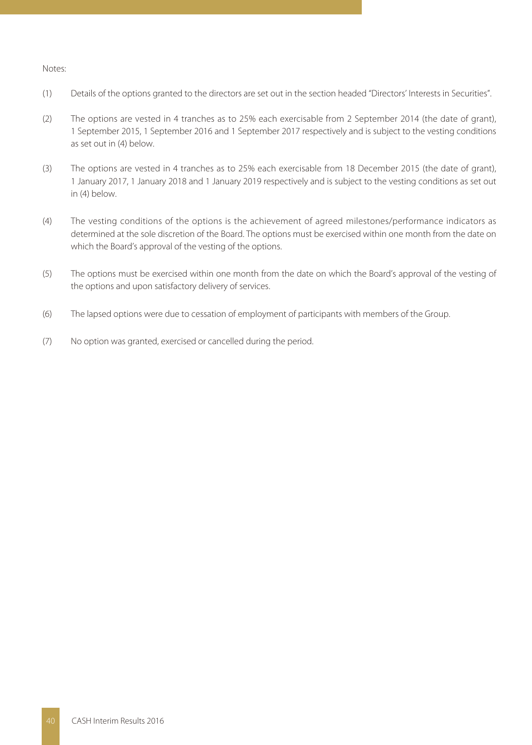Notes:

(1) Details of the options granted to the directors are set out in the section headed "Directors' Interests in Securities".

(2) The options are vested in 4 tranches as to 25% each exercisable from 2 September 2014 (the date of grant), 1 September 2015, 1 September 2016 and 1 September 2017 respectively and is subject to the vesting conditions as set out in (4) below.

(3) The options are vested in 4 tranches as to 25% each exercisable from 18 December 2015 (the date of grant), 1 January 2017, 1 January 2018 and 1 January 2019 respectively and is subject to the vesting conditions as set out in (4) below.

(4) The vesting conditions of the options is the achievement of agreed milestones/performance indicators as determined at the sole discretion of the Board. The options must be exercised within one month from the date on which the Board's approval of the vesting of the options.

(5) The options must be exercised within one month from the date on which the Board's approval of the vesting of the options and upon satisfactory delivery of services.

(6) The lapsed options were due to cessation of employment of participants with members of the Group.

(7) No option was granted, exercised or cancelled during the period.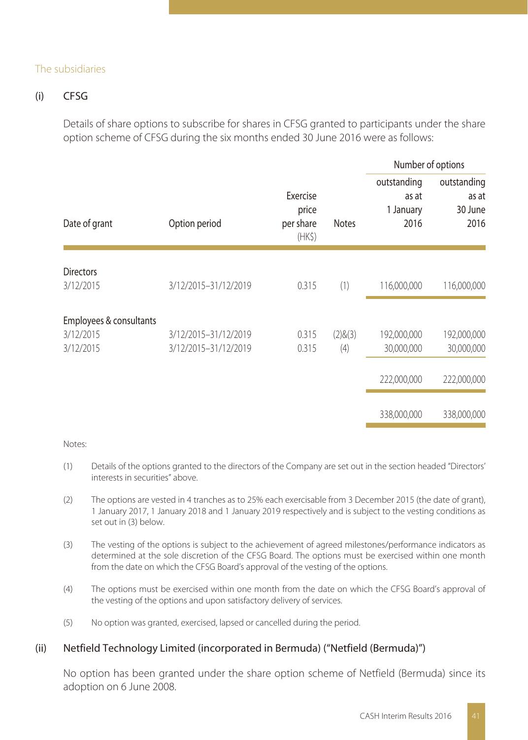## The subsidiaries

### (i) CFSG

Details of share options to subscribe for shares in CFSG granted to participants under the share option scheme of CFSG during the six months ended 30 June 2016 were as follows:

| Date of grant | Option period | Exercise price per share (HK$) | Notes | Number of options outstanding as at 1 January 2016 | Number of options outstanding as at 30 June 2016 |
|---|---|---|---|---|---|
| **Directors** | | | | | |
| 3/12/2015 | 3/12/2015–31/12/2019 | 0.315 | (1) | 116,000,000 | 116,000,000 |
| **Employees & consultants** | | | | | |
| 3/12/2015 | 3/12/2015–31/12/2019 | 0.315 | (2)&(3) | 192,000,000 | 192,000,000 |
| 3/12/2015 | 3/12/2015–31/12/2019 | 0.315 | (4) | 30,000,000 | 30,000,000 |
| | | | | 222,000,000 | 222,000,000 |
| | | | | 338,000,000 | 338,000,000 |

Notes:

(1) Details of the options granted to the directors of the Company are set out in the section headed "Directors' interests in securities" above.

(2) The options are vested in 4 tranches as to 25% each exercisable from 3 December 2015 (the date of grant), 1 January 2017, 1 January 2018 and 1 January 2019 respectively and is subject to the vesting conditions as set out in (3) below.

(3) The vesting of the options is subject to the achievement of agreed milestones/performance indicators as determined at the sole discretion of the CFSG Board. The options must be exercised within one month from the date on which the CFSG Board's approval of the vesting of the options.

(4) The options must be exercised within one month from the date on which the CFSG Board's approval of the vesting of the options and upon satisfactory delivery of services.

(5) No option was granted, exercised, lapsed or cancelled during the period.

### (ii) Netfield Technology Limited (incorporated in Bermuda) ("Netfield (Bermuda)")

No option has been granted under the share option scheme of Netfield (Bermuda) since its adoption on 6 June 2008.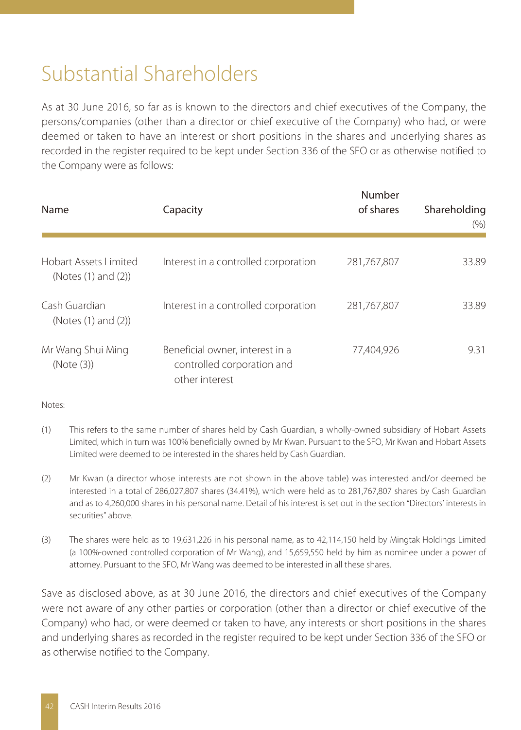# Substantial Shareholders

As at 30 June 2016, so far as is known to the directors and chief executives of the Company, the persons/companies (other than a director or chief executive of the Company) who had, or were deemed or taken to have an interest or short positions in the shares and underlying shares as recorded in the register required to be kept under Section 336 of the SFO or as otherwise notified to the Company were as follows:

| Name | Capacity | Number of shares | Shareholding (%) |
|---|---|---|---|
| Hobart Assets Limited (Notes (1) and (2)) | Interest in a controlled corporation | 281,767,807 | 33.89 |
| Cash Guardian (Notes (1) and (2)) | Interest in a controlled corporation | 281,767,807 | 33.89 |
| Mr Wang Shui Ming (Note (3)) | Beneficial owner, interest in a controlled corporation and other interest | 77,404,926 | 9.31 |

Notes:

(1) This refers to the same number of shares held by Cash Guardian, a wholly-owned subsidiary of Hobart Assets Limited, which in turn was 100% beneficially owned by Mr Kwan. Pursuant to the SFO, Mr Kwan and Hobart Assets Limited were deemed to be interested in the shares held by Cash Guardian.

(2) Mr Kwan (a director whose interests are not shown in the above table) was interested and/or deemed be interested in a total of 286,027,807 shares (34.41%), which were held as to 281,767,807 shares by Cash Guardian and as to 4,260,000 shares in his personal name. Detail of his interest is set out in the section "Directors' interests in securities" above.

(3) The shares were held as to 19,631,226 in his personal name, as to 42,114,150 held by Mingtak Holdings Limited (a 100%-owned controlled corporation of Mr Wang), and 15,659,550 held by him as nominee under a power of attorney. Pursuant to the SFO, Mr Wang was deemed to be interested in all these shares.

Save as disclosed above, as at 30 June 2016, the directors and chief executives of the Company were not aware of any other parties or corporation (other than a director or chief executive of the Company) who had, or were deemed or taken to have, any interests or short positions in the shares and underlying shares as recorded in the register required to be kept under Section 336 of the SFO or as otherwise notified to the Company.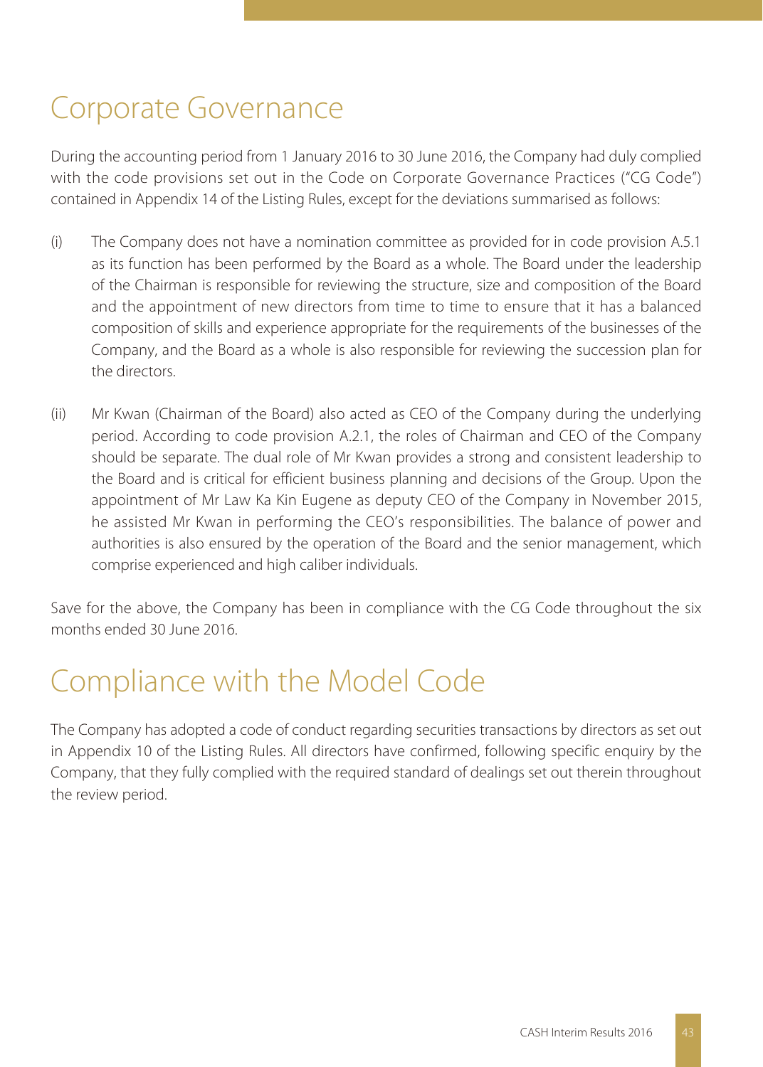# Corporate Governance

During the accounting period from 1 January 2016 to 30 June 2016, the Company had duly complied with the code provisions set out in the Code on Corporate Governance Practices ("CG Code") contained in Appendix 14 of the Listing Rules, except for the deviations summarised as follows:

(i) The Company does not have a nomination committee as provided for in code provision A.5.1 as its function has been performed by the Board as a whole. The Board under the leadership of the Chairman is responsible for reviewing the structure, size and composition of the Board and the appointment of new directors from time to time to ensure that it has a balanced composition of skills and experience appropriate for the requirements of the businesses of the Company, and the Board as a whole is also responsible for reviewing the succession plan for the directors.

(ii) Mr Kwan (Chairman of the Board) also acted as CEO of the Company during the underlying period. According to code provision A.2.1, the roles of Chairman and CEO of the Company should be separate. The dual role of Mr Kwan provides a strong and consistent leadership to the Board and is critical for efficient business planning and decisions of the Group. Upon the appointment of Mr Law Ka Kin Eugene as deputy CEO of the Company in November 2015, he assisted Mr Kwan in performing the CEO's responsibilities. The balance of power and authorities is also ensured by the operation of the Board and the senior management, which comprise experienced and high caliber individuals.

Save for the above, the Company has been in compliance with the CG Code throughout the six months ended 30 June 2016.

# Compliance with the Model Code

The Company has adopted a code of conduct regarding securities transactions by directors as set out in Appendix 10 of the Listing Rules. All directors have confirmed, following specific enquiry by the Company, that they fully complied with the required standard of dealings set out therein throughout the review period.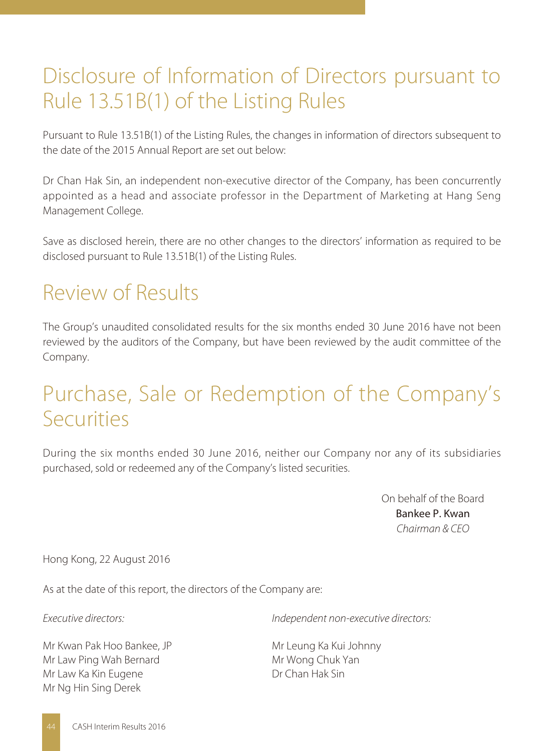# Disclosure of Information of Directors pursuant to Rule 13.51B(1) of the Listing Rules

Pursuant to Rule 13.51B(1) of the Listing Rules, the changes in information of directors subsequent to the date of the 2015 Annual Report are set out below:

Dr Chan Hak Sin, an independent non-executive director of the Company, has been concurrently appointed as a head and associate professor in the Department of Marketing at Hang Seng Management College.

Save as disclosed herein, there are no other changes to the directors' information as required to be disclosed pursuant to Rule 13.51B(1) of the Listing Rules.

# Review of Results

The Group's unaudited consolidated results for the six months ended 30 June 2016 have not been reviewed by the auditors of the Company, but have been reviewed by the audit committee of the Company.

# Purchase, Sale or Redemption of the Company's Securities

During the six months ended 30 June 2016, neither our Company nor any of its subsidiaries purchased, sold or redeemed any of the Company's listed securities.

On behalf of the Board
Bankee P. Kwan
*Chairman & CEO*

Hong Kong, 22 August 2016

As at the date of this report, the directors of the Company are:

*Executive directors:*

Mr Kwan Pak Hoo Bankee, JP
Mr Law Ping Wah Bernard
Mr Law Ka Kin Eugene
Mr Ng Hin Sing Derek

*Independent non-executive directors:*

Mr Leung Ka Kui Johnny
Mr Wong Chuk Yan
Dr Chan Hak Sin